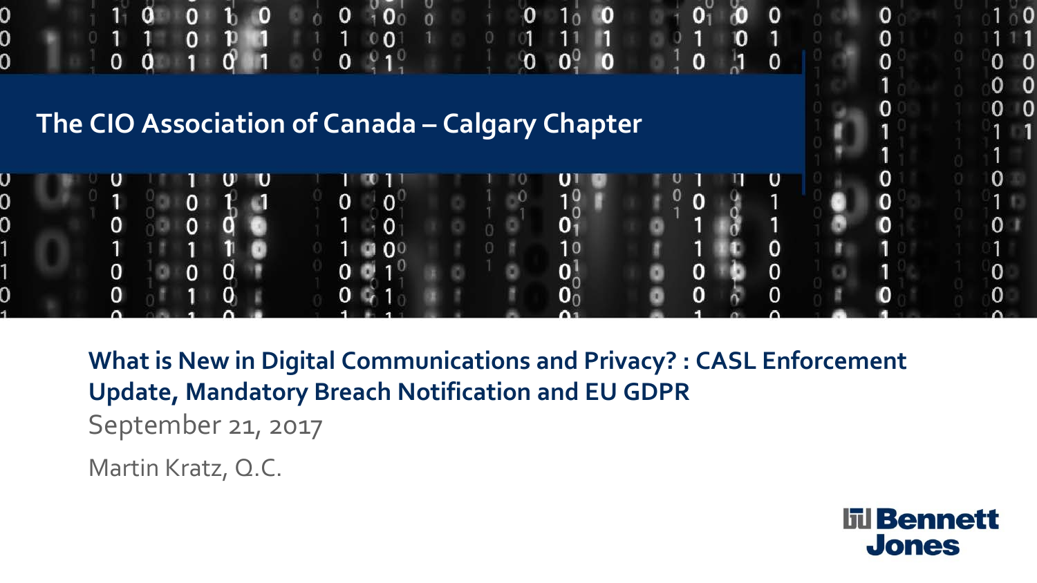The CIO Association of Canada – Calgary Chapter

# What is New in Digital Communications and Privacy? : CASL Enforcement Update, Mandatory Breach Notification and EU GDPR

September 21, 2017

Martin Kratz, Q.C.

Bennett Jones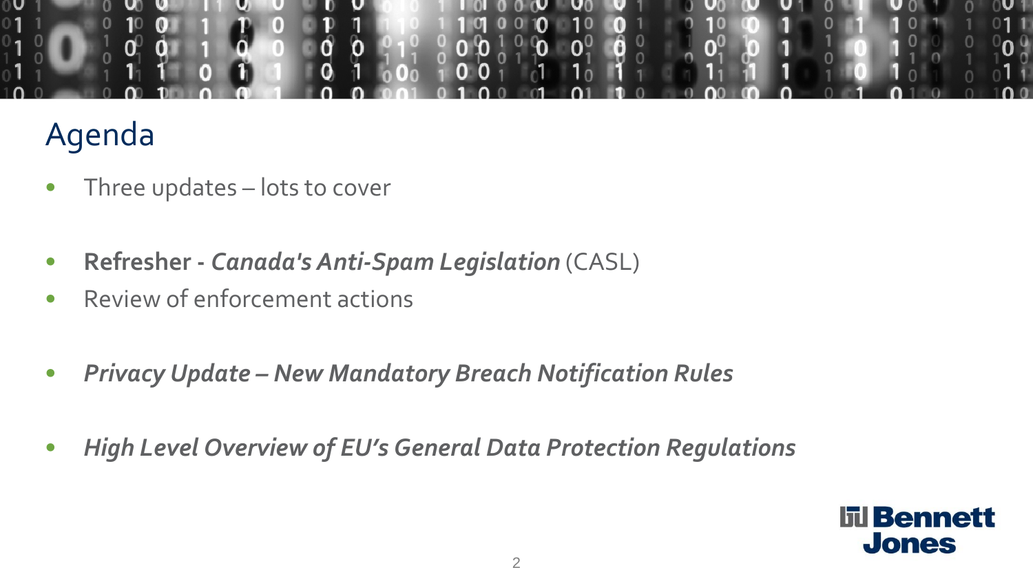# Agenda

- Three updates – lots to cover

- **Refresher -** ***Canada's Anti-Spam Legislation*** (CASL)
- Review of enforcement actions

- ***Privacy Update – New Mandatory Breach Notification Rules***

- ***High Level Overview of EU's General Data Protection Regulations***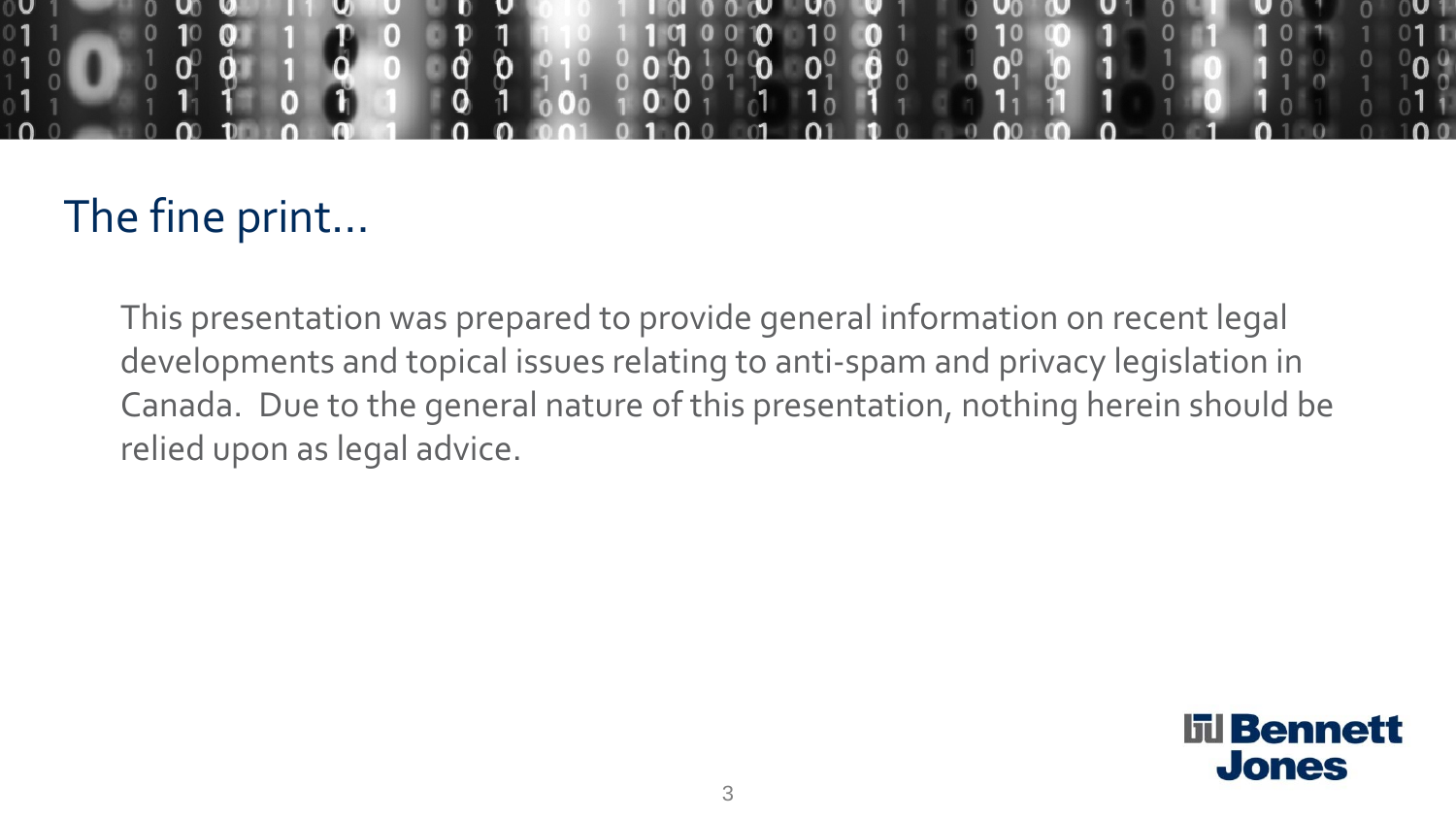# The fine print…

This presentation was prepared to provide general information on recent legal developments and topical issues relating to anti-spam and privacy legislation in Canada. Due to the general nature of this presentation, nothing herein should be relied upon as legal advice.

Bennett Jones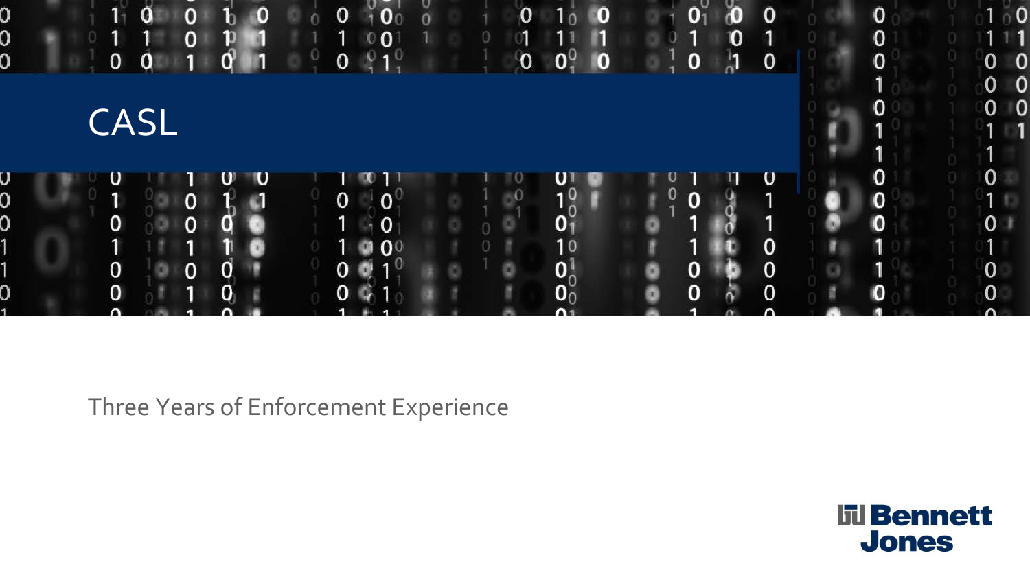# CASL

Three Years of Enforcement Experience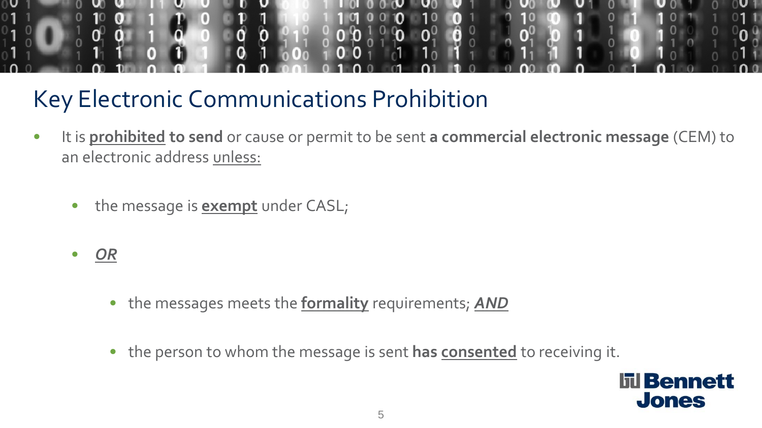# Key Electronic Communications Prohibition

- It is <u>**prohibited**</u> **to send** or cause or permit to be sent **a commercial electronic message** (CEM) to an electronic address <u>unless:</u>
  - the message is <u>**exempt**</u> under CASL;
  - <u>***OR***</u>
    - the messages meets the <u>**formality**</u> requirements; <u>***AND***</u>
    - the person to whom the message is sent **has** <u>**consented**</u> to receiving it.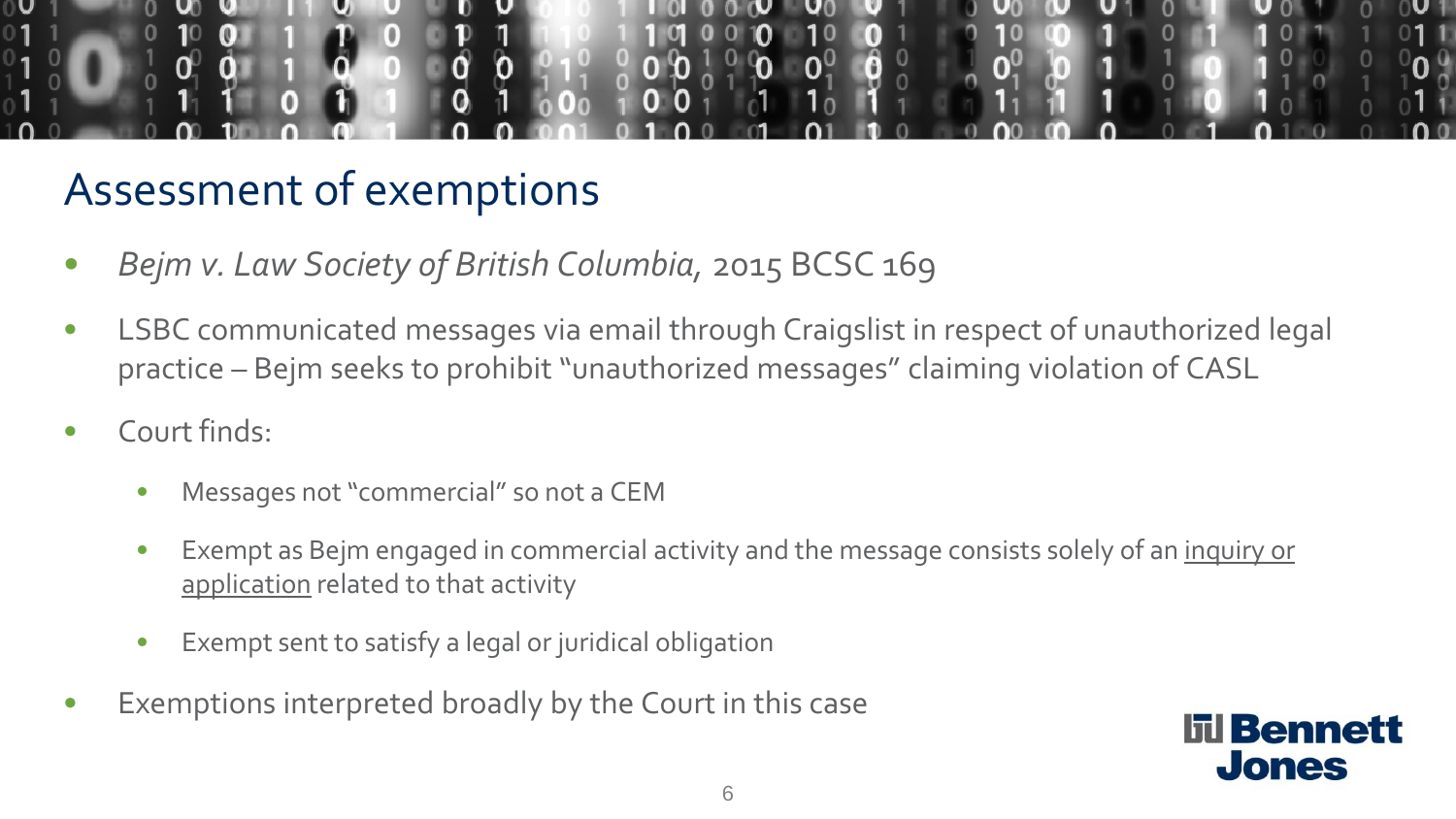# Assessment of exemptions

- *Bejm v. Law Society of British Columbia*, 2015 BCSC 169
- LSBC communicated messages via email through Craigslist in respect of unauthorized legal practice – Bejm seeks to prohibit "unauthorized messages" claiming violation of CASL
- Court finds:
  - Messages not "commercial" so not a CEM
  - Exempt as Bejm engaged in commercial activity and the message consists solely of an <u>inquiry or application</u> related to that activity
  - Exempt sent to satisfy a legal or juridical obligation
- Exemptions interpreted broadly by the Court in this case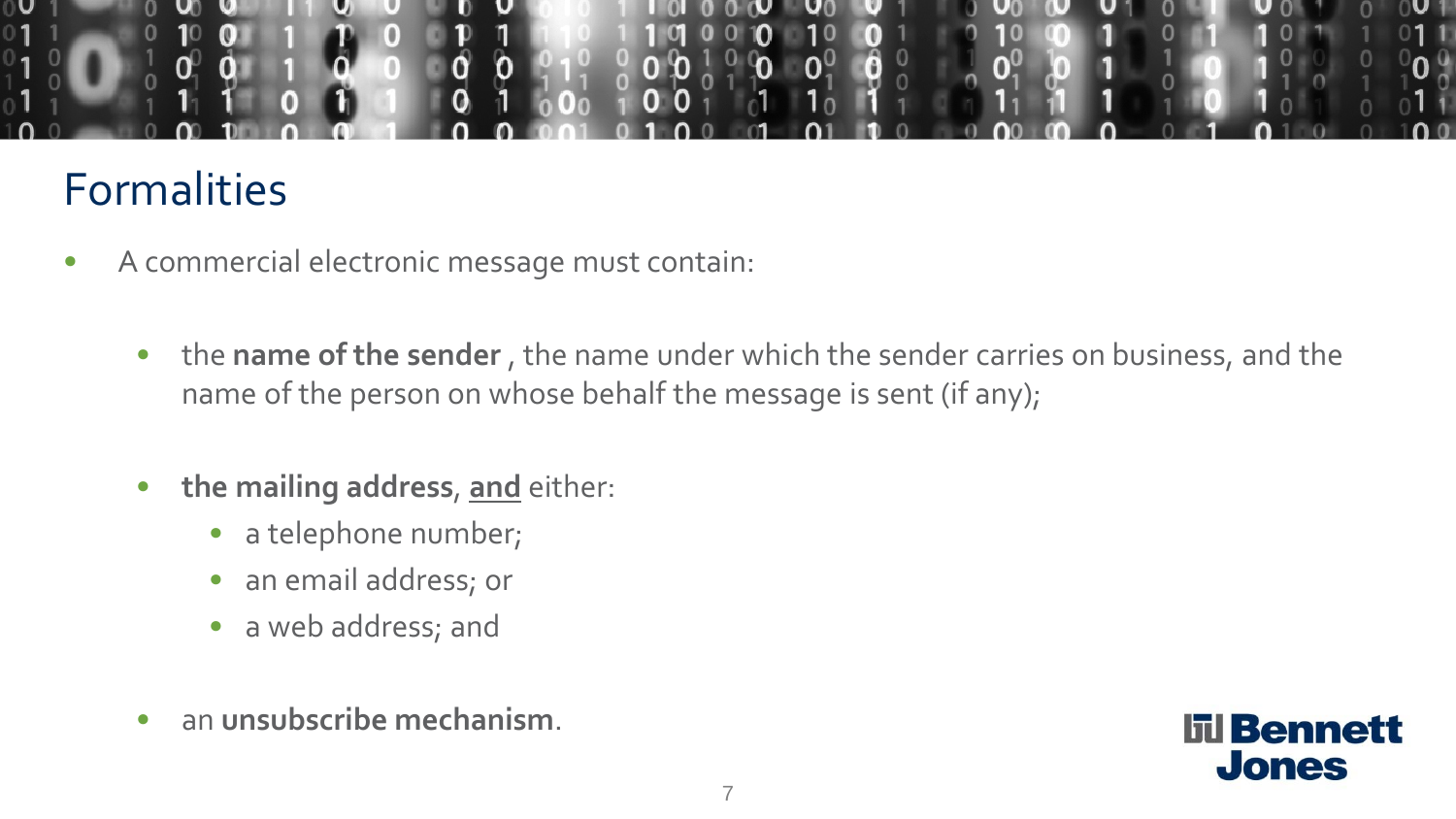# Formalities

- A commercial electronic message must contain:
  - the **name of the sender** , the name under which the sender carries on business, and the name of the person on whose behalf the message is sent (if any);
  - **the mailing address**, <u>and</u> either:
    - a telephone number;
    - an email address; or
    - a web address; and
  - an **unsubscribe mechanism**.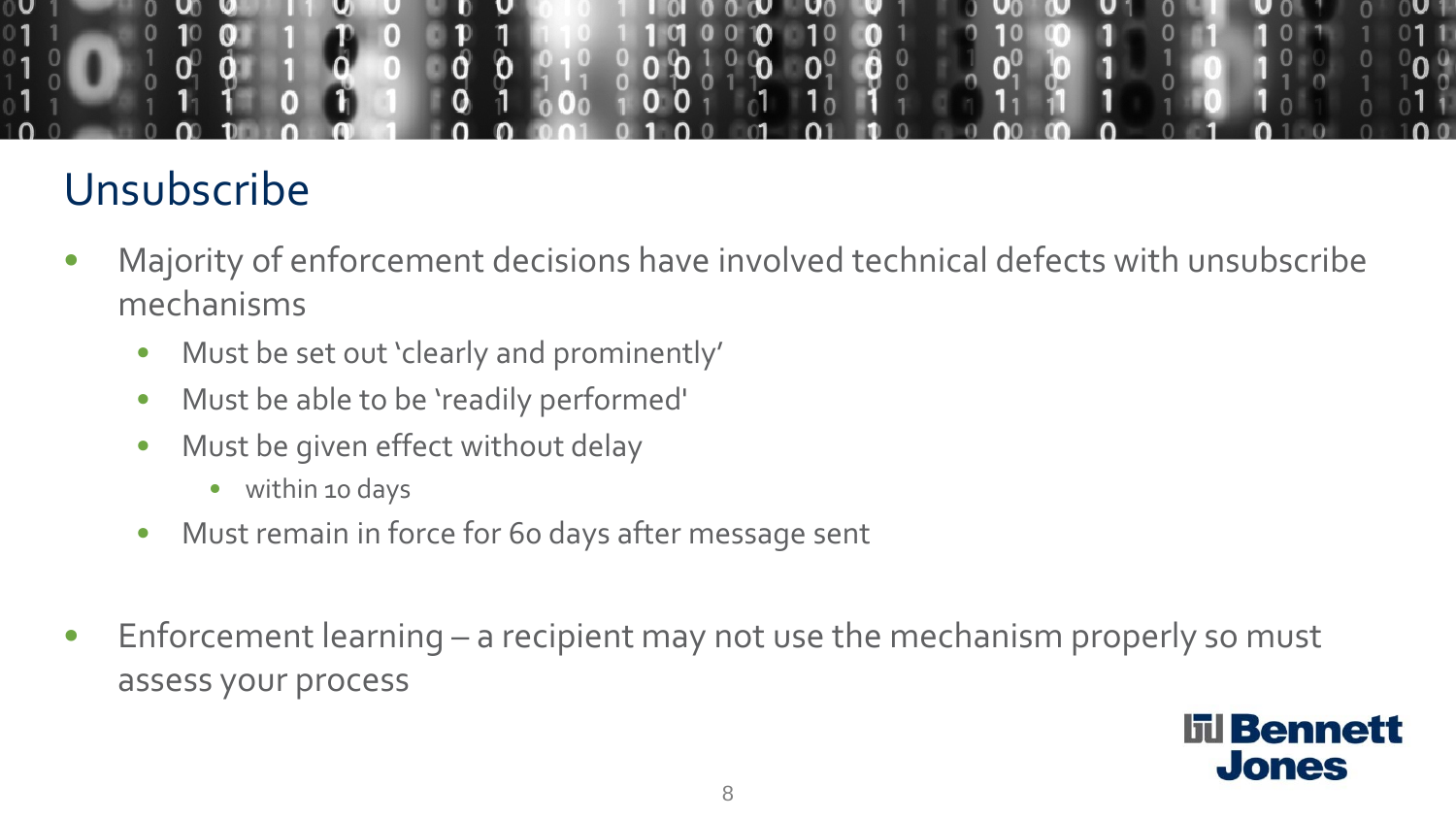# Unsubscribe

- Majority of enforcement decisions have involved technical defects with unsubscribe mechanisms
  - Must be set out 'clearly and prominently'
  - Must be able to be 'readily performed'
  - Must be given effect without delay
    - within 10 days
  - Must remain in force for 60 days after message sent

- Enforcement learning – a recipient may not use the mechanism properly so must assess your process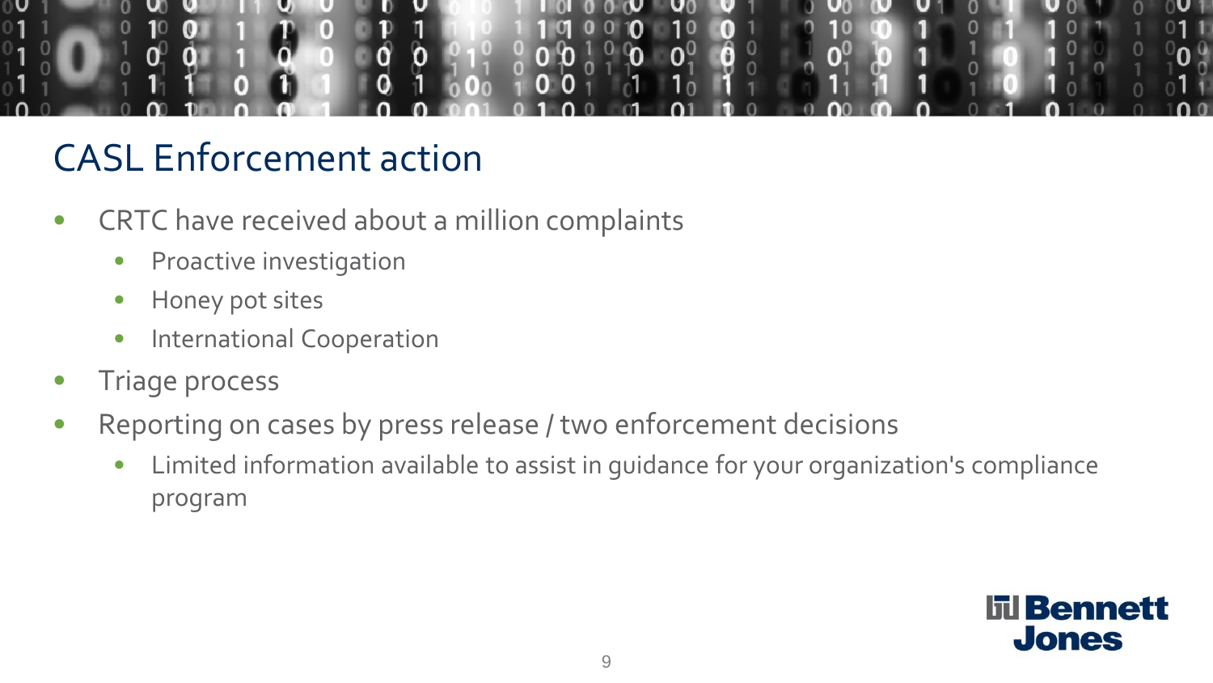# CASL Enforcement action

- CRTC have received about a million complaints
  - Proactive investigation
  - Honey pot sites
  - International Cooperation
- Triage process
- Reporting on cases by press release / two enforcement decisions
  - Limited information available to assist in guidance for your organization's compliance program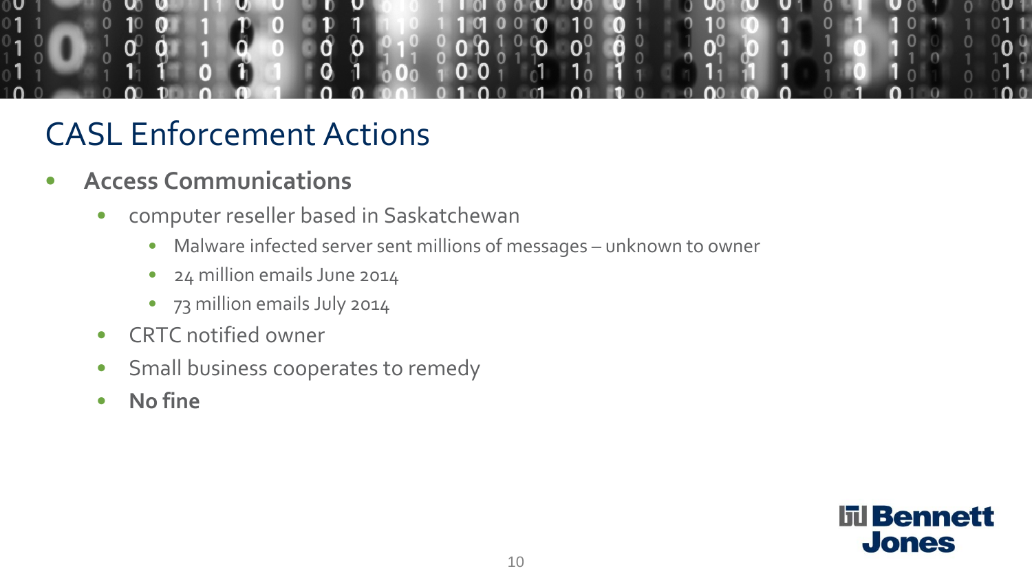# CASL Enforcement Actions

- **Access Communications**
  - computer reseller based in Saskatchewan
    - Malware infected server sent millions of messages – unknown to owner
    - 24 million emails June 2014
    - 73 million emails July 2014
  - CRTC notified owner
  - Small business cooperates to remedy
  - **No fine**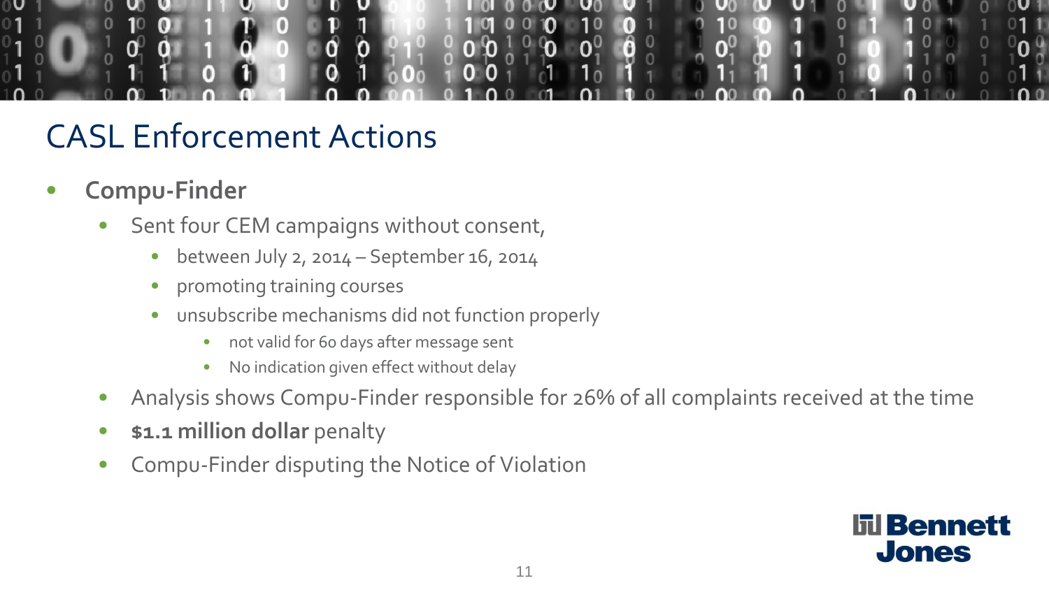# CASL Enforcement Actions

- **Compu-Finder**
  - Sent four CEM campaigns without consent,
    - between July 2, 2014 – September 16, 2014
    - promoting training courses
    - unsubscribe mechanisms did not function properly
      - not valid for 60 days after message sent
      - No indication given effect without delay
  - Analysis shows Compu-Finder responsible for 26% of all complaints received at the time
  - **$1.1 million dollar** penalty
  - Compu-Finder disputing the Notice of Violation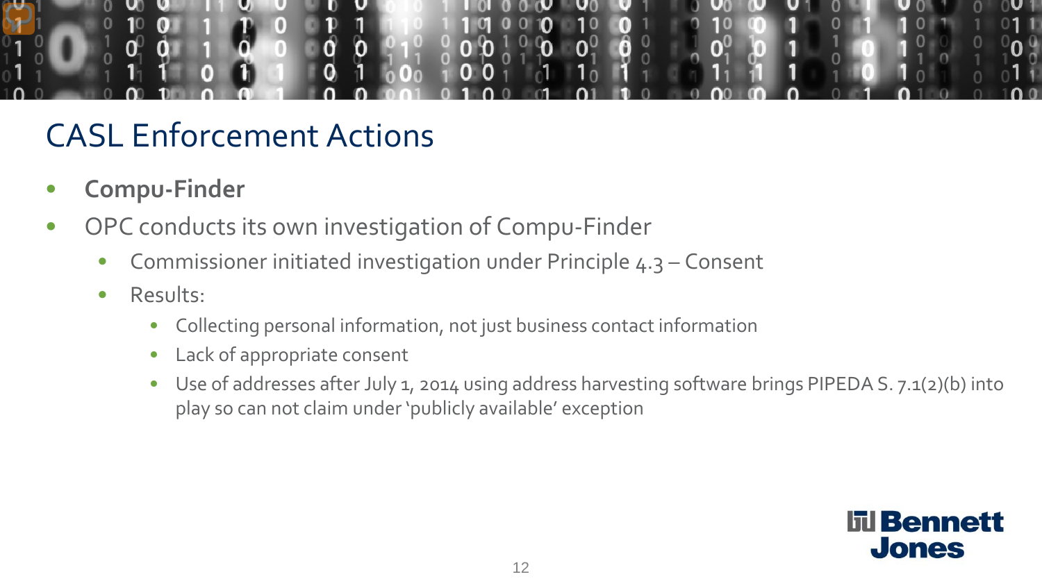# CASL Enforcement Actions

- **Compu-Finder**
- OPC conducts its own investigation of Compu-Finder
  - Commissioner initiated investigation under Principle 4.3 – Consent
  - Results:
    - Collecting personal information, not just business contact information
    - Lack of appropriate consent
    - Use of addresses after July 1, 2014 using address harvesting software brings PIPEDA S. 7.1(2)(b) into play so can not claim under 'publicly available' exception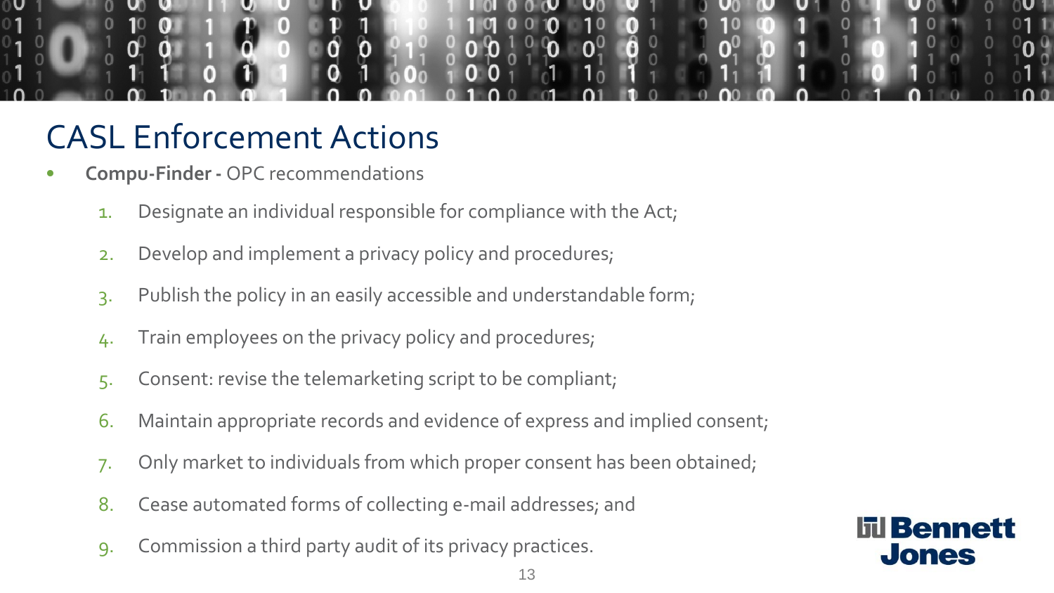# CASL Enforcement Actions

- **Compu-Finder -** OPC recommendations

  1. Designate an individual responsible for compliance with the Act;
  2. Develop and implement a privacy policy and procedures;
  3. Publish the policy in an easily accessible and understandable form;
  4. Train employees on the privacy policy and procedures;
  5. Consent: revise the telemarketing script to be compliant;
  6. Maintain appropriate records and evidence of express and implied consent;
  7. Only market to individuals from which proper consent has been obtained;
  8. Cease automated forms of collecting e-mail addresses; and
  9. Commission a third party audit of its privacy practices.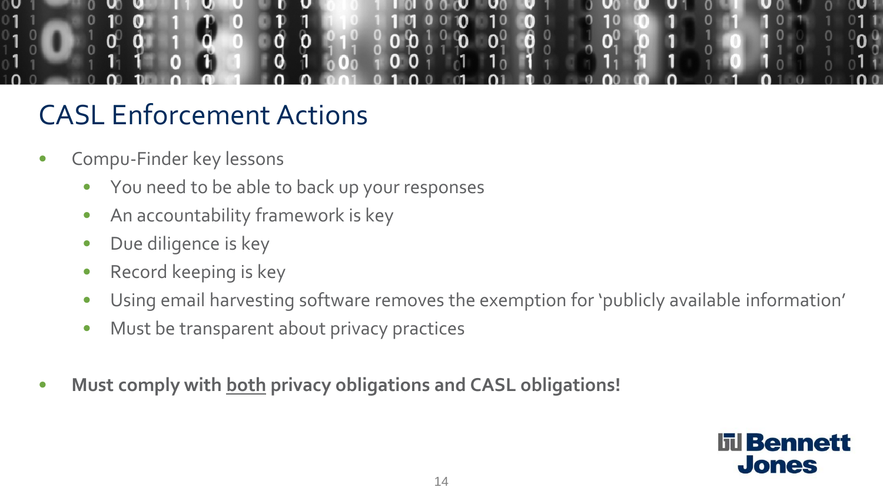# CASL Enforcement Actions

- Compu-Finder key lessons
  - You need to be able to back up your responses
  - An accountability framework is key
  - Due diligence is key
  - Record keeping is key
  - Using email harvesting software removes the exemption for 'publicly available information'
  - Must be transparent about privacy practices

- **Must comply with <u>both</u> privacy obligations and CASL obligations!**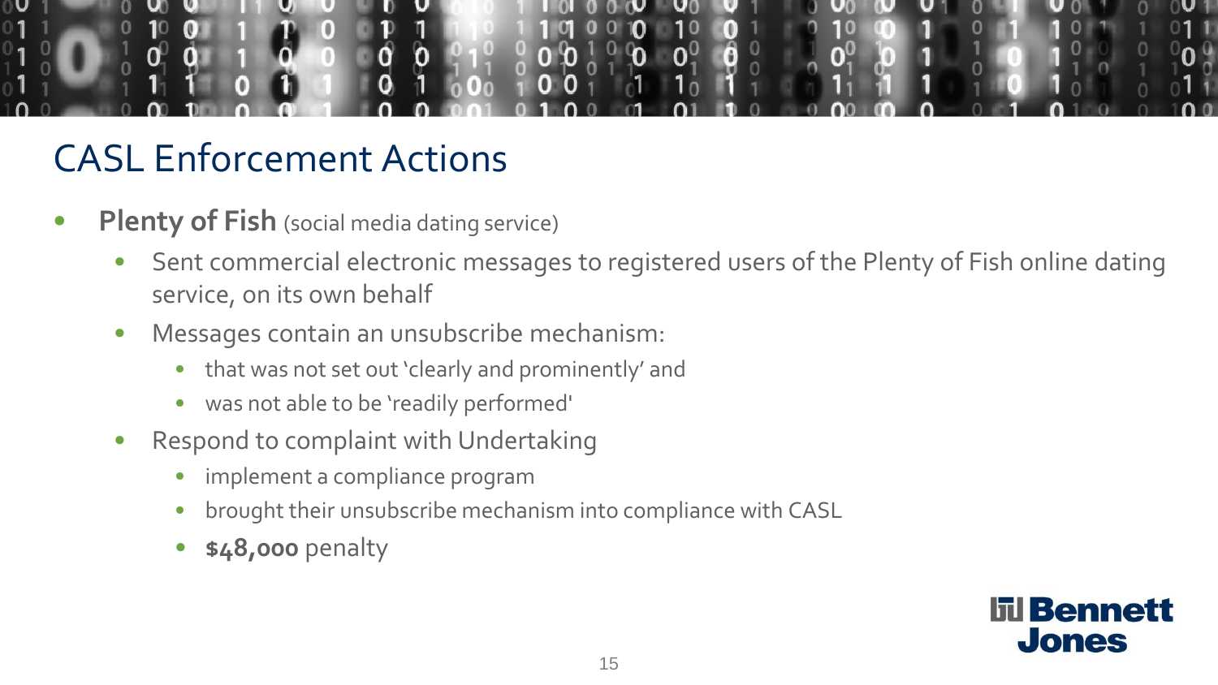# CASL Enforcement Actions

- **Plenty of Fish** (social media dating service)
  - Sent commercial electronic messages to registered users of the Plenty of Fish online dating service, on its own behalf
  - Messages contain an unsubscribe mechanism:
    - that was not set out 'clearly and prominently' and
    - was not able to be 'readily performed'
  - Respond to complaint with Undertaking
    - implement a compliance program
    - brought their unsubscribe mechanism into compliance with CASL
    - **$48,000** penalty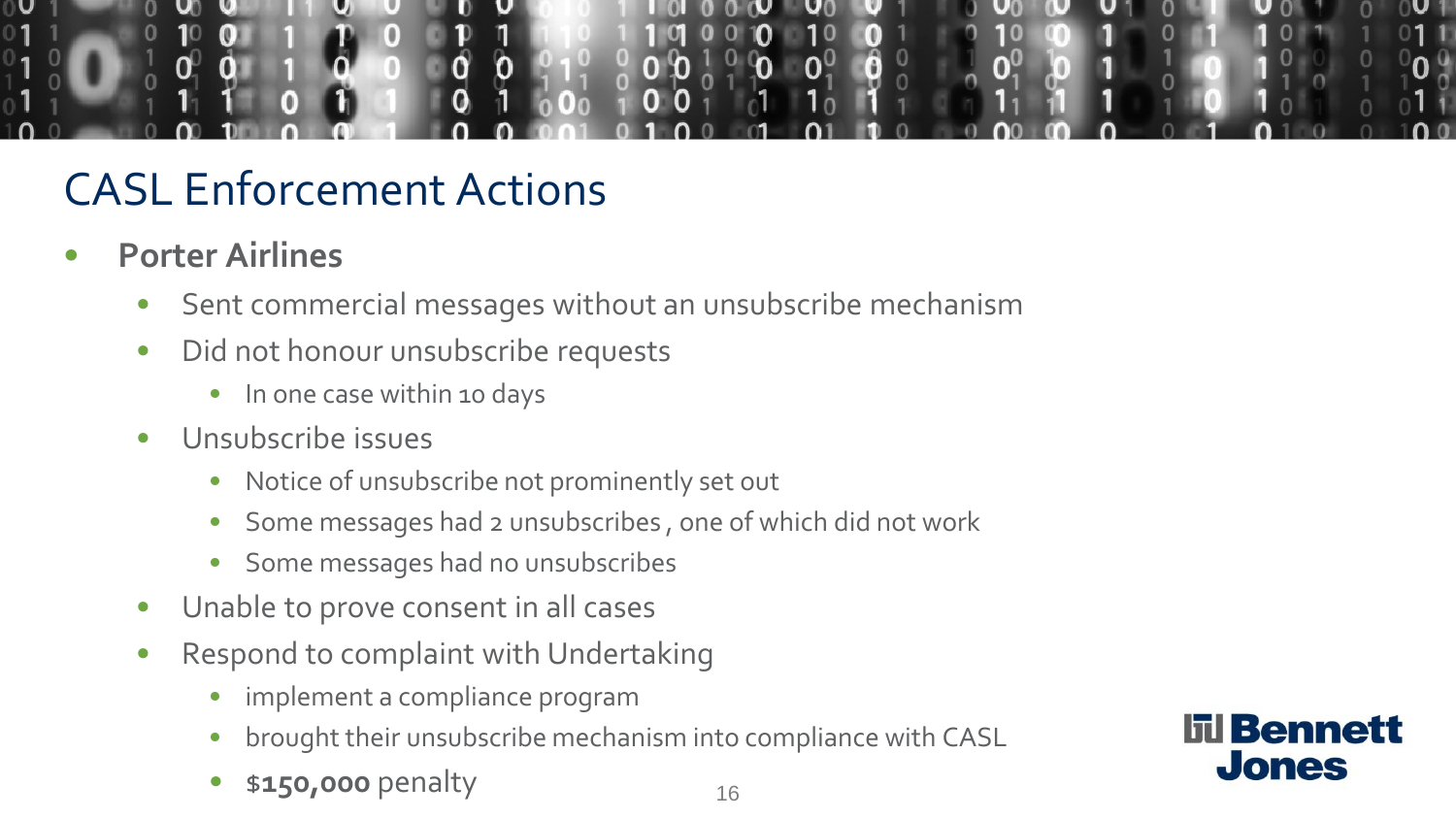# CASL Enforcement Actions

- **Porter Airlines**
  - Sent commercial messages without an unsubscribe mechanism
  - Did not honour unsubscribe requests
    - In one case within 10 days
  - Unsubscribe issues
    - Notice of unsubscribe not prominently set out
    - Some messages had 2 unsubscribes , one of which did not work
    - Some messages had no unsubscribes
  - Unable to prove consent in all cases
  - Respond to complaint with Undertaking
    - implement a compliance program
    - brought their unsubscribe mechanism into compliance with CASL
    - **$150,000** penalty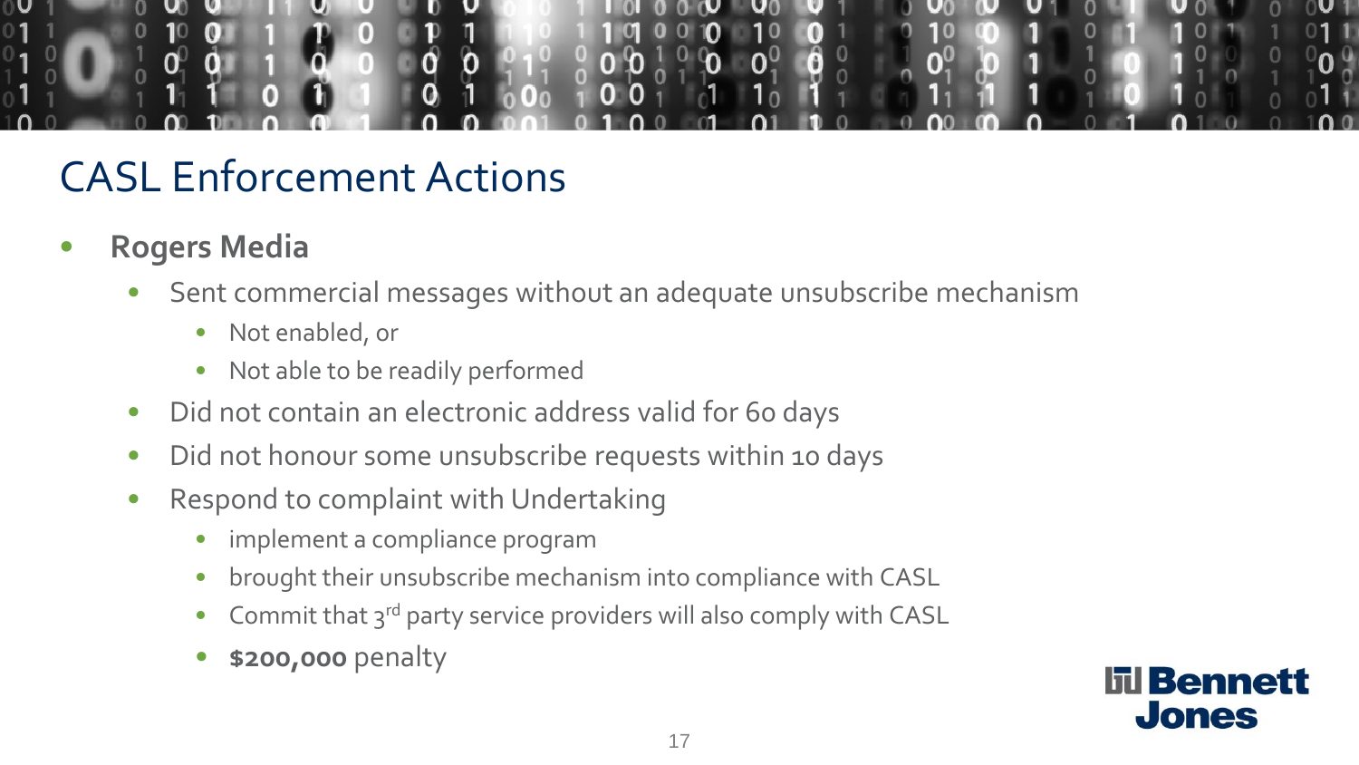# CASL Enforcement Actions

- **Rogers Media**
  - Sent commercial messages without an adequate unsubscribe mechanism
    - Not enabled, or
    - Not able to be readily performed
  - Did not contain an electronic address valid for 60 days
  - Did not honour some unsubscribe requests within 10 days
  - Respond to complaint with Undertaking
    - implement a compliance program
    - brought their unsubscribe mechanism into compliance with CASL
    - Commit that 3rd party service providers will also comply with CASL
    - **$200,000** penalty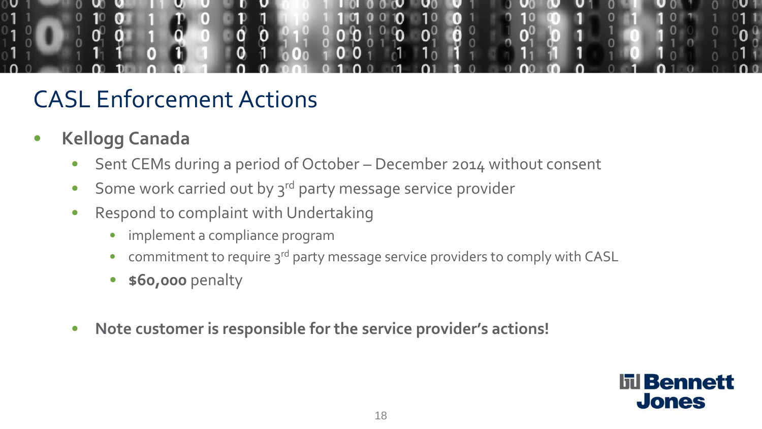# CASL Enforcement Actions

- **Kellogg Canada**
  - Sent CEMs during a period of October – December 2014 without consent
  - Some work carried out by 3rd party message service provider
  - Respond to complaint with Undertaking
    - implement a compliance program
    - commitment to require 3rd party message service providers to comply with CASL
    - **$60,000** penalty

  - **Note customer is responsible for the service provider's actions!**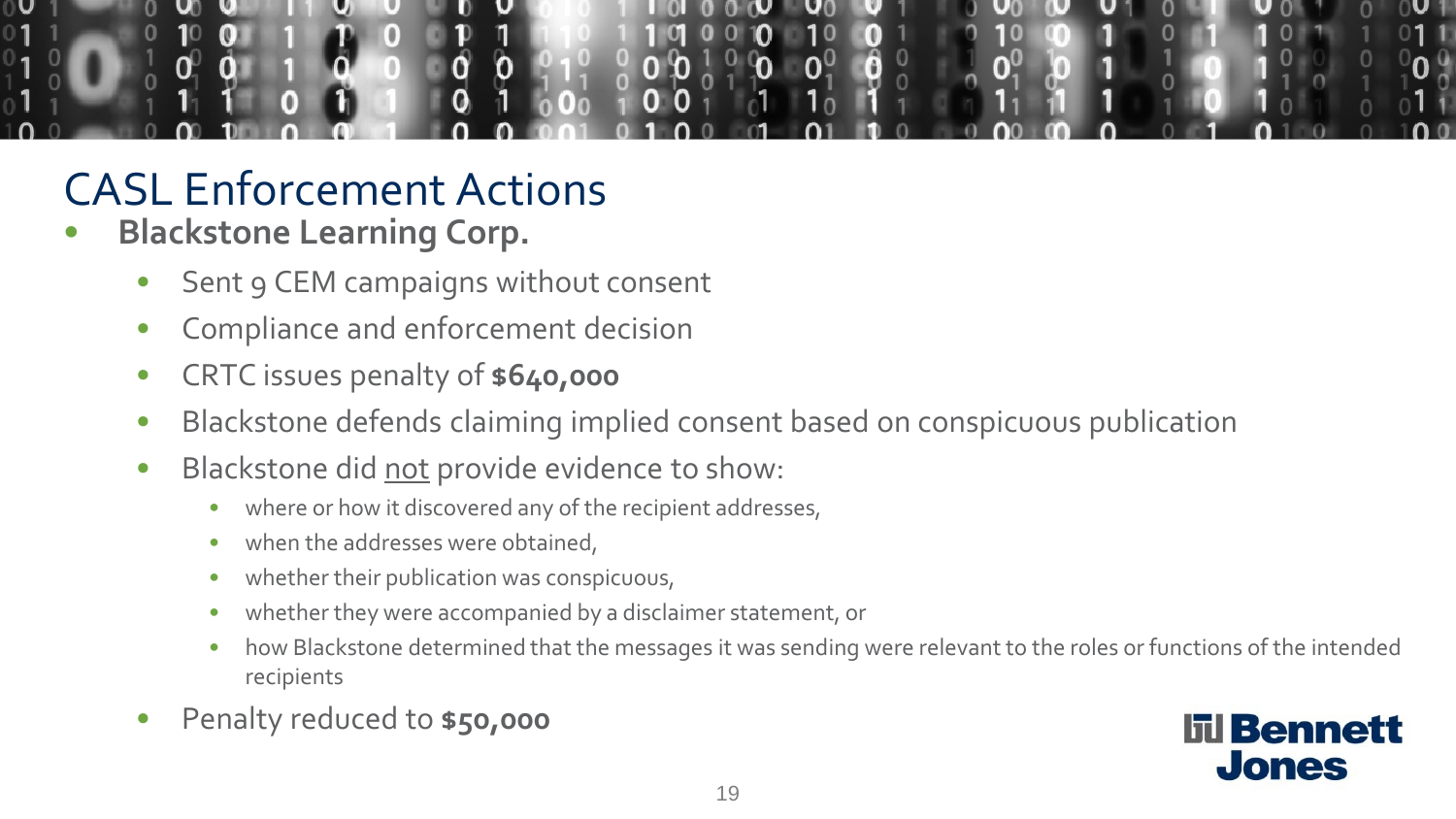# CASL Enforcement Actions

- **Blackstone Learning Corp.**
  - Sent 9 CEM campaigns without consent
  - Compliance and enforcement decision
  - CRTC issues penalty of **$640,000**
  - Blackstone defends claiming implied consent based on conspicuous publication
  - Blackstone did not provide evidence to show:
    - where or how it discovered any of the recipient addresses,
    - when the addresses were obtained,
    - whether their publication was conspicuous,
    - whether they were accompanied by a disclaimer statement, or
    - how Blackstone determined that the messages it was sending were relevant to the roles or functions of the intended recipients
  - Penalty reduced to **$50,000**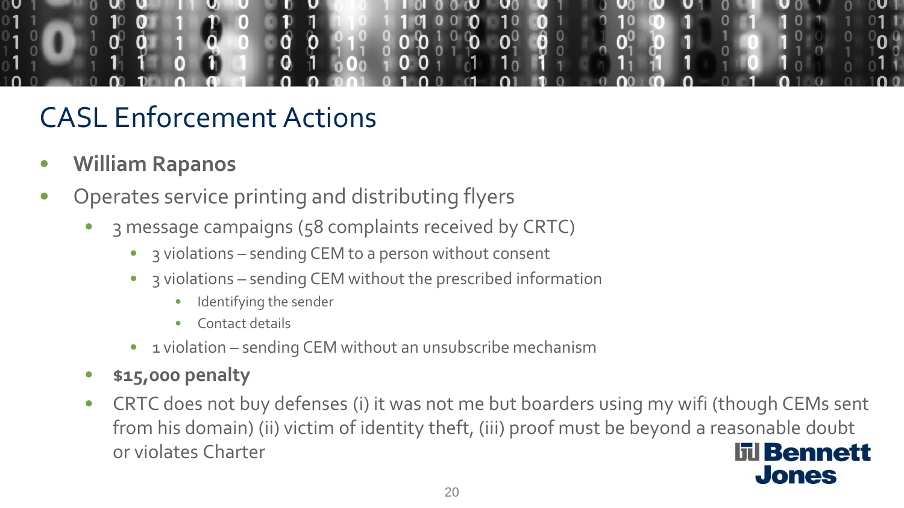# CASL Enforcement Actions

- **William Rapanos**
- Operates service printing and distributing flyers
  - 3 message campaigns (58 complaints received by CRTC)
    - 3 violations – sending CEM to a person without consent
    - 3 violations – sending CEM without the prescribed information
      - Identifying the sender
      - Contact details
    - 1 violation – sending CEM without an unsubscribe mechanism
  - **$15,000 penalty**
  - CRTC does not buy defenses (i) it was not me but boarders using my wifi (though CEMs sent from his domain) (ii) victim of identity theft, (iii) proof must be beyond a reasonable doubt or violates Charter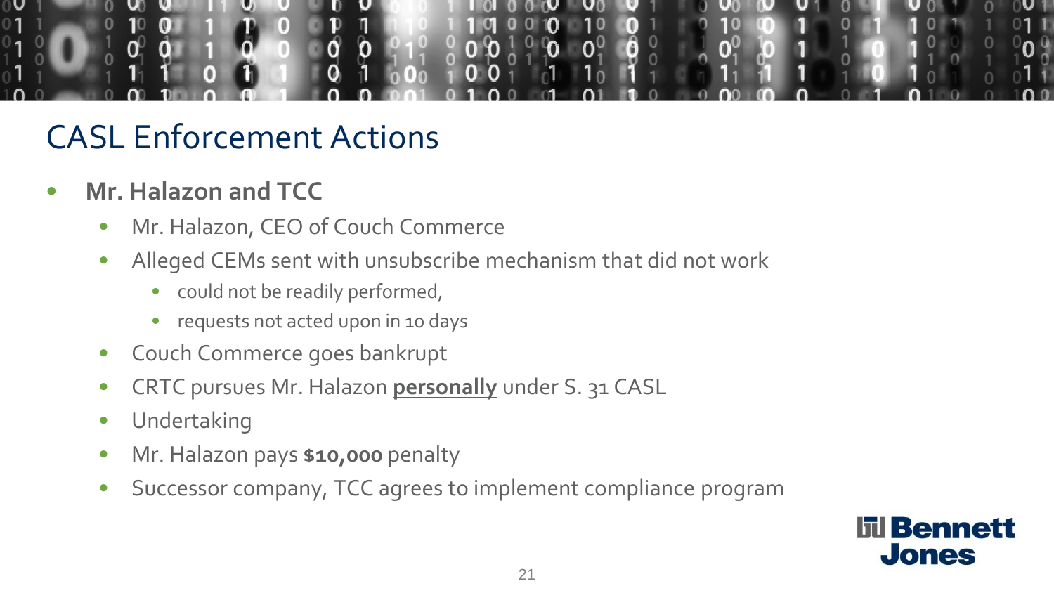# CASL Enforcement Actions

- **Mr. Halazon and TCC**
  - Mr. Halazon, CEO of Couch Commerce
  - Alleged CEMs sent with unsubscribe mechanism that did not work
    - could not be readily performed,
    - requests not acted upon in 10 days
  - Couch Commerce goes bankrupt
  - CRTC pursues Mr. Halazon **personally** under S. 31 CASL
  - Undertaking
  - Mr. Halazon pays **$10,000** penalty
  - Successor company, TCC agrees to implement compliance program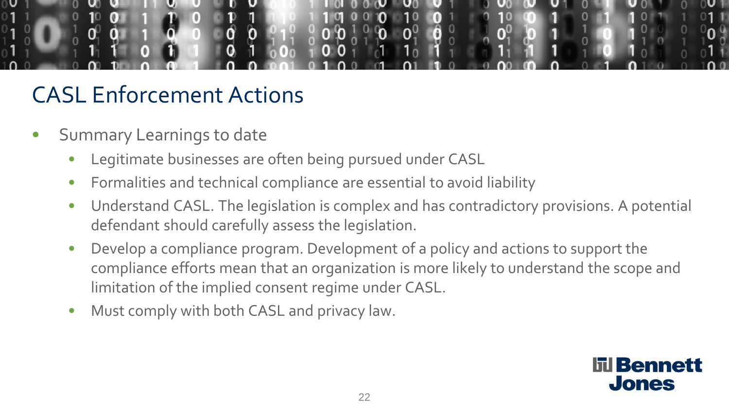# CASL Enforcement Actions

- Summary Learnings to date
  - Legitimate businesses are often being pursued under CASL
  - Formalities and technical compliance are essential to avoid liability
  - Understand CASL. The legislation is complex and has contradictory provisions. A potential defendant should carefully assess the legislation.
  - Develop a compliance program. Development of a policy and actions to support the compliance efforts mean that an organization is more likely to understand the scope and limitation of the implied consent regime under CASL.
  - Must comply with both CASL and privacy law.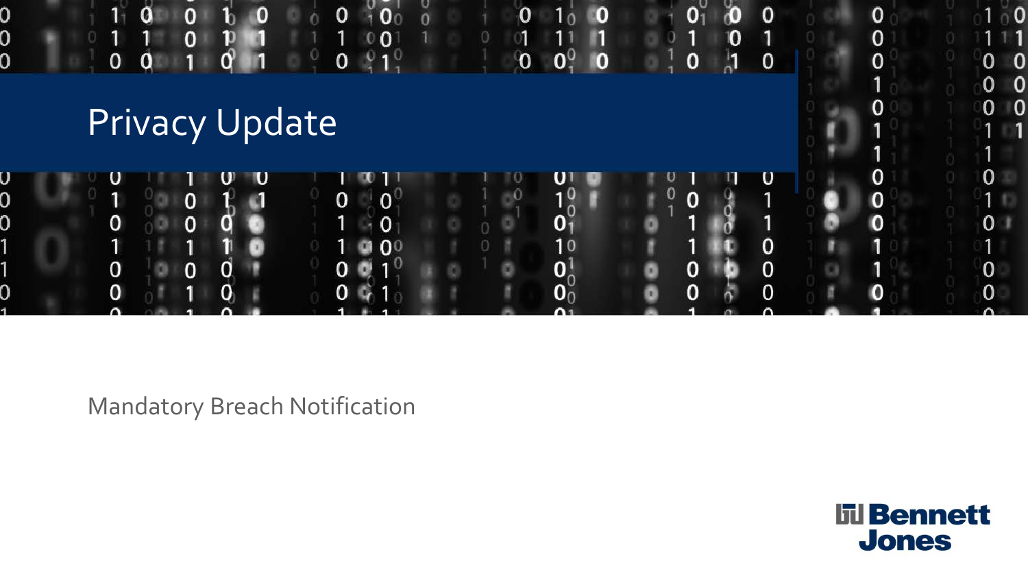# Privacy Update

Mandatory Breach Notification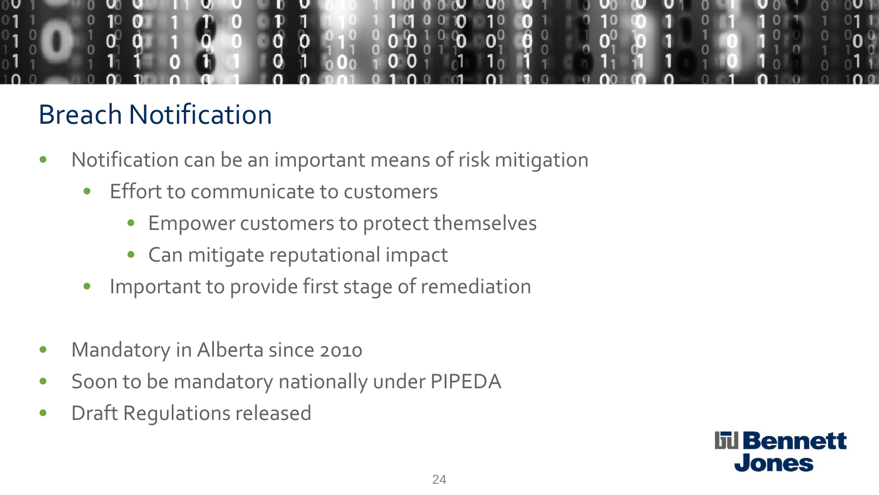# Breach Notification

- Notification can be an important means of risk mitigation
  - Effort to communicate to customers
    - Empower customers to protect themselves
    - Can mitigate reputational impact
  - Important to provide first stage of remediation

- Mandatory in Alberta since 2010
- Soon to be mandatory nationally under PIPEDA
- Draft Regulations released

Bennett Jones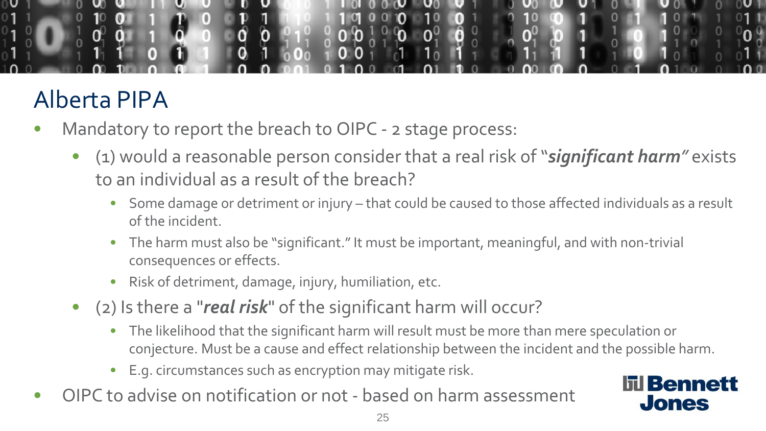# Alberta PIPA

- Mandatory to report the breach to OIPC - 2 stage process:
  - (1) would a reasonable person consider that a real risk of "***significant harm***" exists to an individual as a result of the breach?
    - Some damage or detriment or injury – that could be caused to those affected individuals as a result of the incident.
    - The harm must also be "significant." It must be important, meaningful, and with non-trivial consequences or effects.
    - Risk of detriment, damage, injury, humiliation, etc.
  - (2) Is there a "***real risk***" of the significant harm will occur?
    - The likelihood that the significant harm will result must be more than mere speculation or conjecture. Must be a cause and effect relationship between the incident and the possible harm.
    - E.g. circumstances such as encryption may mitigate risk.
- OIPC to advise on notification or not - based on harm assessment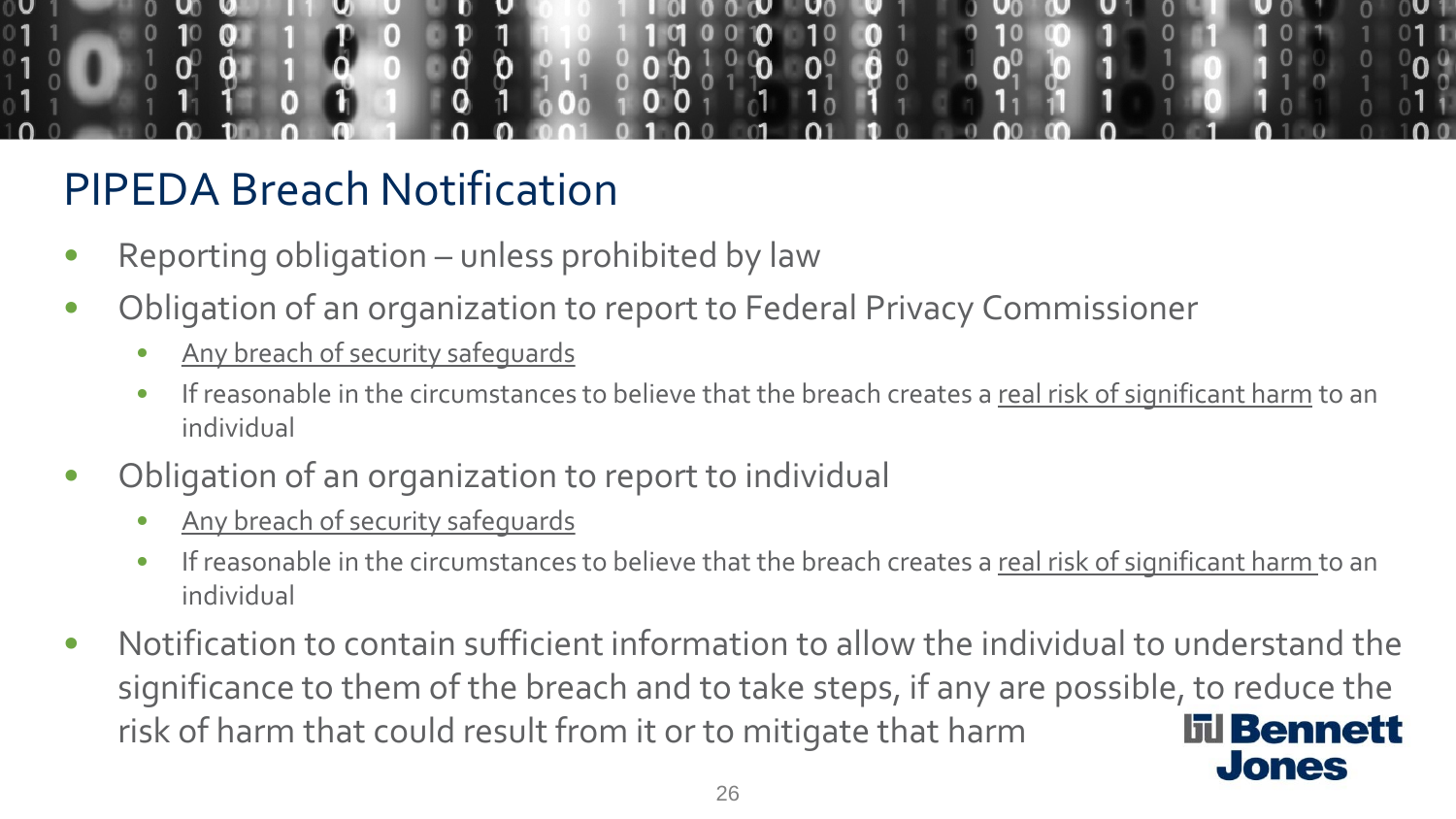# PIPEDA Breach Notification

- Reporting obligation – unless prohibited by law
- Obligation of an organization to report to Federal Privacy Commissioner
  - Any breach of security safeguards
  - If reasonable in the circumstances to believe that the breach creates a real risk of significant harm to an individual
- Obligation of an organization to report to individual
  - Any breach of security safeguards
  - If reasonable in the circumstances to believe that the breach creates a real risk of significant harm to an individual
- Notification to contain sufficient information to allow the individual to understand the significance to them of the breach and to take steps, if any are possible, to reduce the risk of harm that could result from it or to mitigate that harm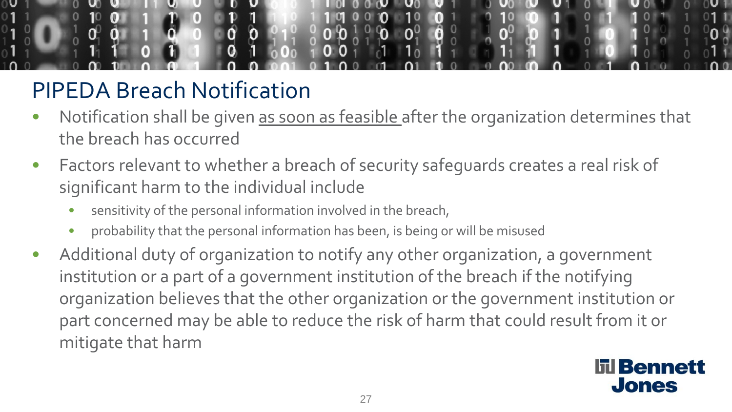# PIPEDA Breach Notification

- Notification shall be given as soon as feasible after the organization determines that the breach has occurred
- Factors relevant to whether a breach of security safeguards creates a real risk of significant harm to the individual include
  - sensitivity of the personal information involved in the breach,
  - probability that the personal information has been, is being or will be misused
- Additional duty of organization to notify any other organization, a government institution or a part of a government institution of the breach if the notifying organization believes that the other organization or the government institution or part concerned may be able to reduce the risk of harm that could result from it or mitigate that harm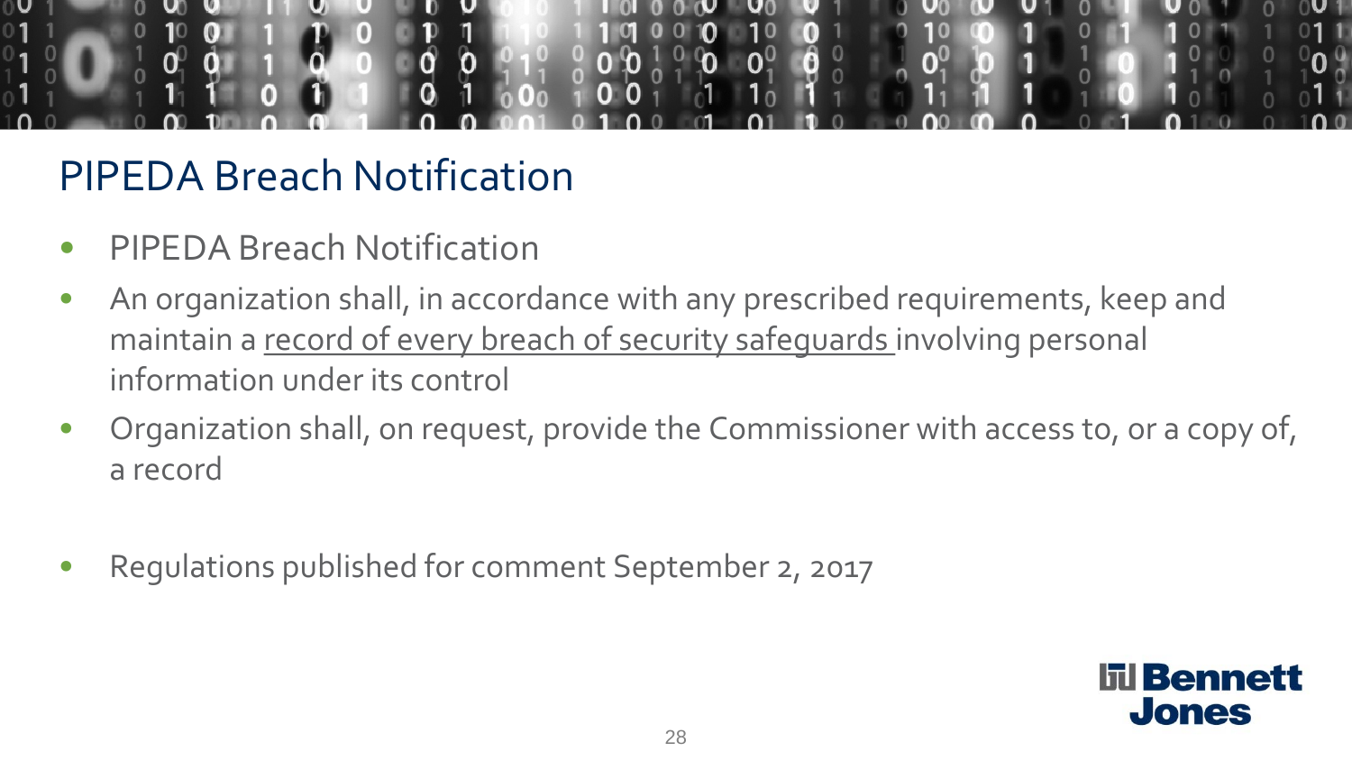## PIPEDA Breach Notification

- PIPEDA Breach Notification
- An organization shall, in accordance with any prescribed requirements, keep and maintain a record of every breach of security safeguards involving personal information under its control
- Organization shall, on request, provide the Commissioner with access to, or a copy of, a record
- Regulations published for comment September 2, 2017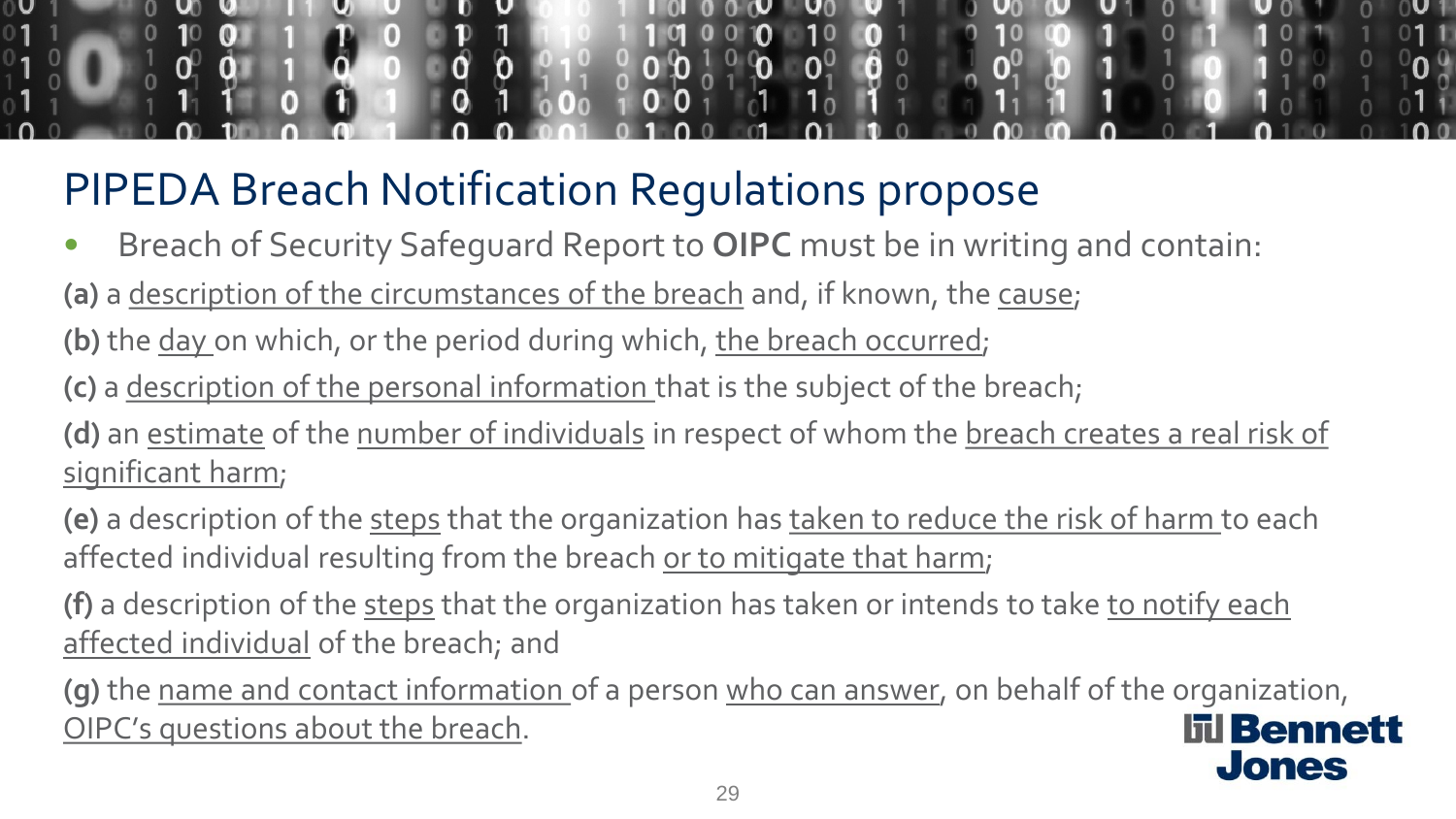# PIPEDA Breach Notification Regulations propose

- Breach of Security Safeguard Report to **OIPC** must be in writing and contain:

**(a)** a description of the circumstances of the breach and, if known, the cause;

**(b)** the day on which, or the period during which, the breach occurred;

**(c)** a description of the personal information that is the subject of the breach;

**(d)** an estimate of the number of individuals in respect of whom the breach creates a real risk of significant harm;

**(e)** a description of the steps that the organization has taken to reduce the risk of harm to each affected individual resulting from the breach or to mitigate that harm;

**(f)** a description of the steps that the organization has taken or intends to take to notify each affected individual of the breach; and

**(g)** the name and contact information of a person who can answer, on behalf of the organization, OIPC's questions about the breach.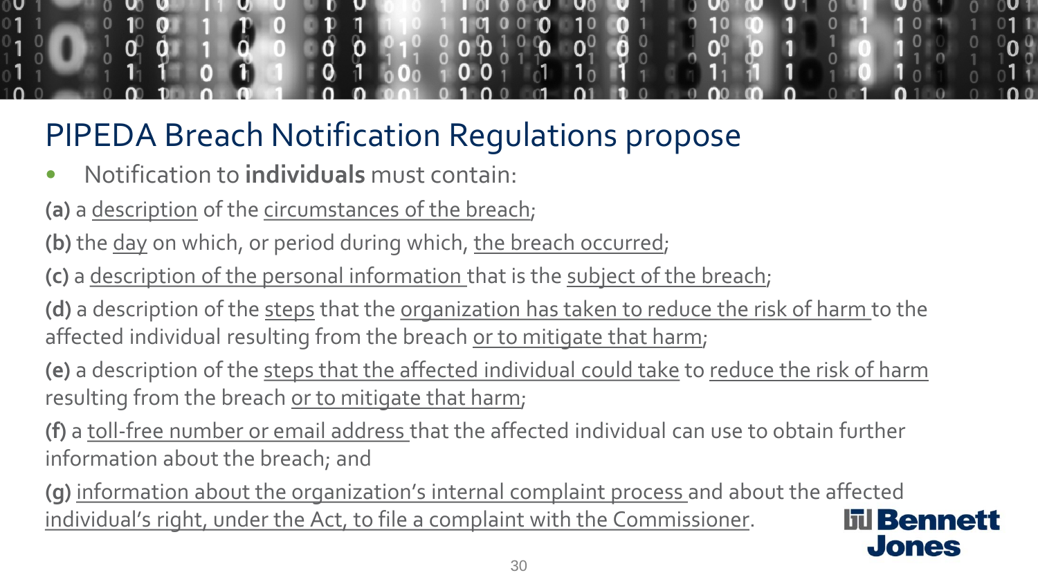# PIPEDA Breach Notification Regulations propose

- Notification to **individuals** must contain:

**(a)** a description of the circumstances of the breach;

**(b)** the day on which, or period during which, the breach occurred;

**(c)** a description of the personal information that is the subject of the breach;

**(d)** a description of the steps that the organization has taken to reduce the risk of harm to the affected individual resulting from the breach or to mitigate that harm;

**(e)** a description of the steps that the affected individual could take to reduce the risk of harm resulting from the breach or to mitigate that harm;

**(f)** a toll-free number or email address that the affected individual can use to obtain further information about the breach; and

**(g)** information about the organization's internal complaint process and about the affected individual's right, under the Act, to file a complaint with the Commissioner.

Bennett Jones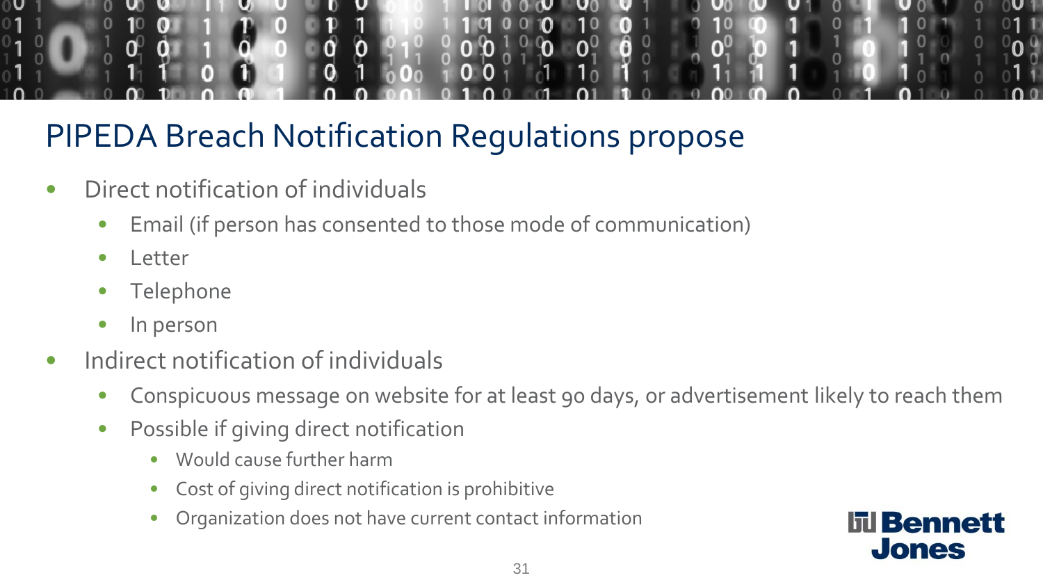# PIPEDA Breach Notification Regulations propose

- Direct notification of individuals
  - Email (if person has consented to those mode of communication)
  - Letter
  - Telephone
  - In person
- Indirect notification of individuals
  - Conspicuous message on website for at least 90 days, or advertisement likely to reach them
  - Possible if giving direct notification
    - Would cause further harm
    - Cost of giving direct notification is prohibitive
    - Organization does not have current contact information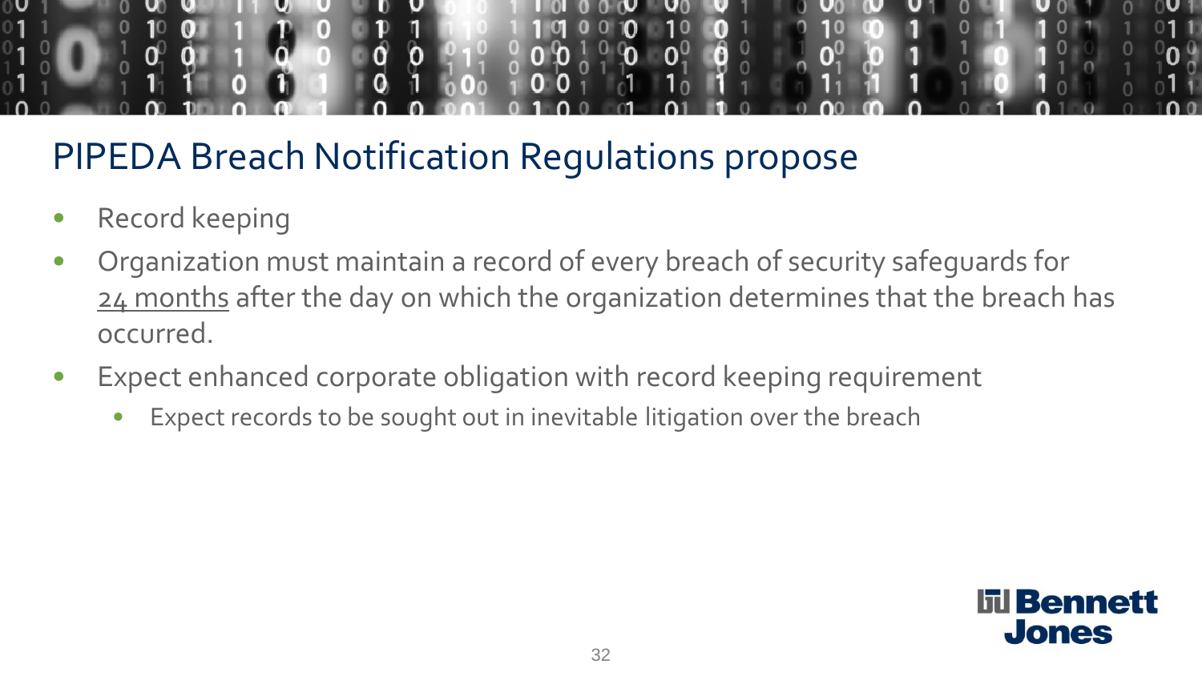# PIPEDA Breach Notification Regulations propose

- Record keeping
- Organization must maintain a record of every breach of security safeguards for <u>24 months</u> after the day on which the organization determines that the breach has occurred.
- Expect enhanced corporate obligation with record keeping requirement
  - Expect records to be sought out in inevitable litigation over the breach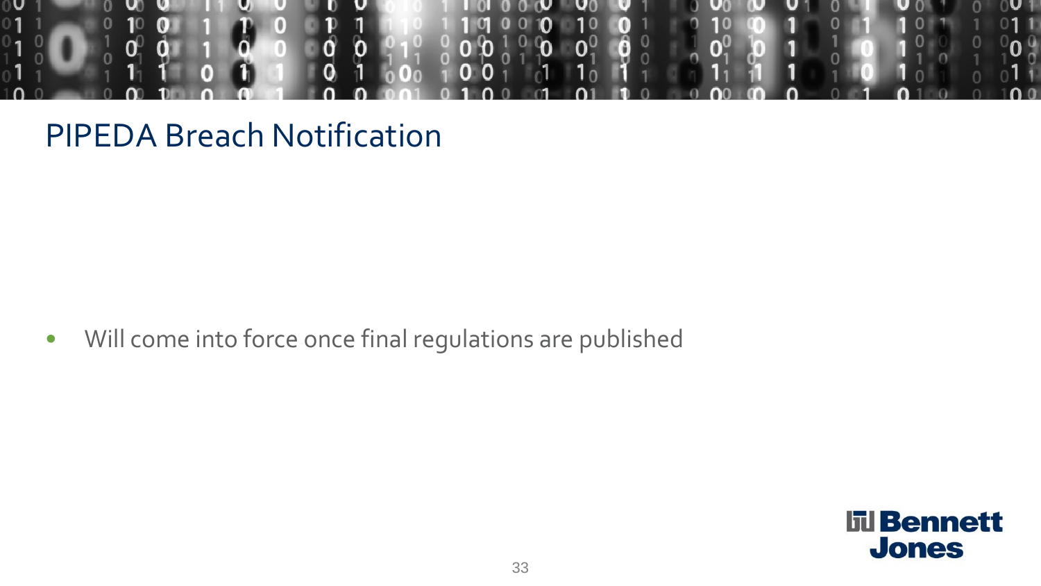# PIPEDA Breach Notification

- Will come into force once final regulations are published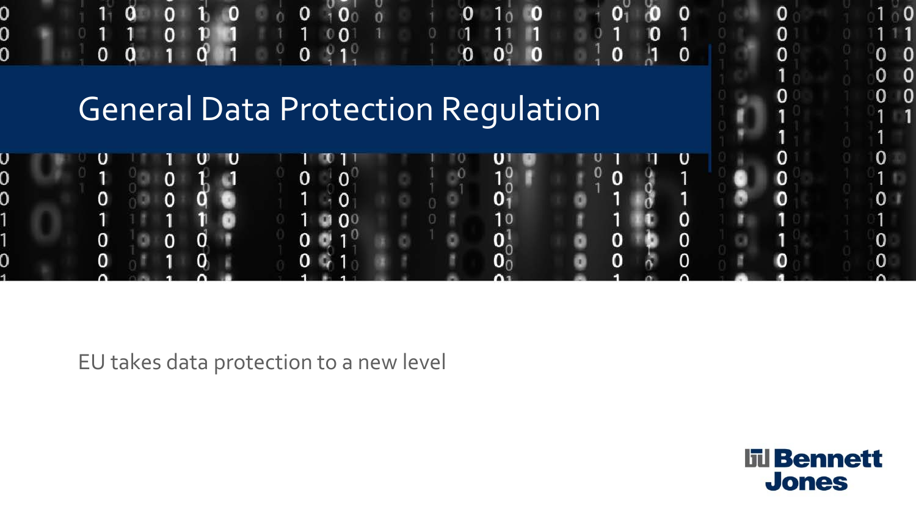# General Data Protection Regulation

EU takes data protection to a new level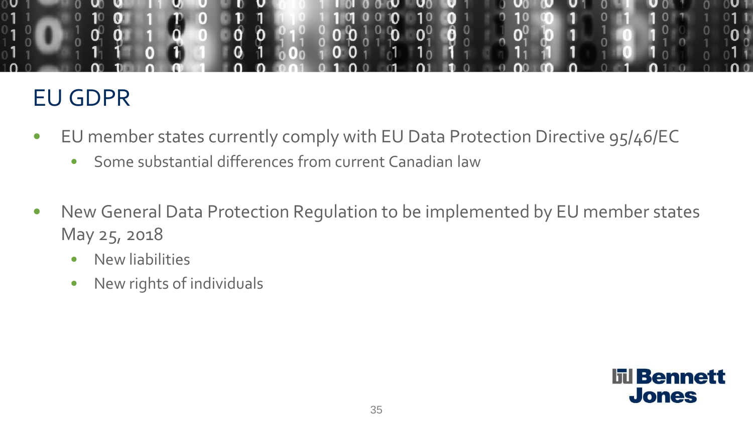# EU GDPR

- EU member states currently comply with EU Data Protection Directive 95/46/EC
  - Some substantial differences from current Canadian law
- New General Data Protection Regulation to be implemented by EU member states May 25, 2018
  - New liabilities
  - New rights of individuals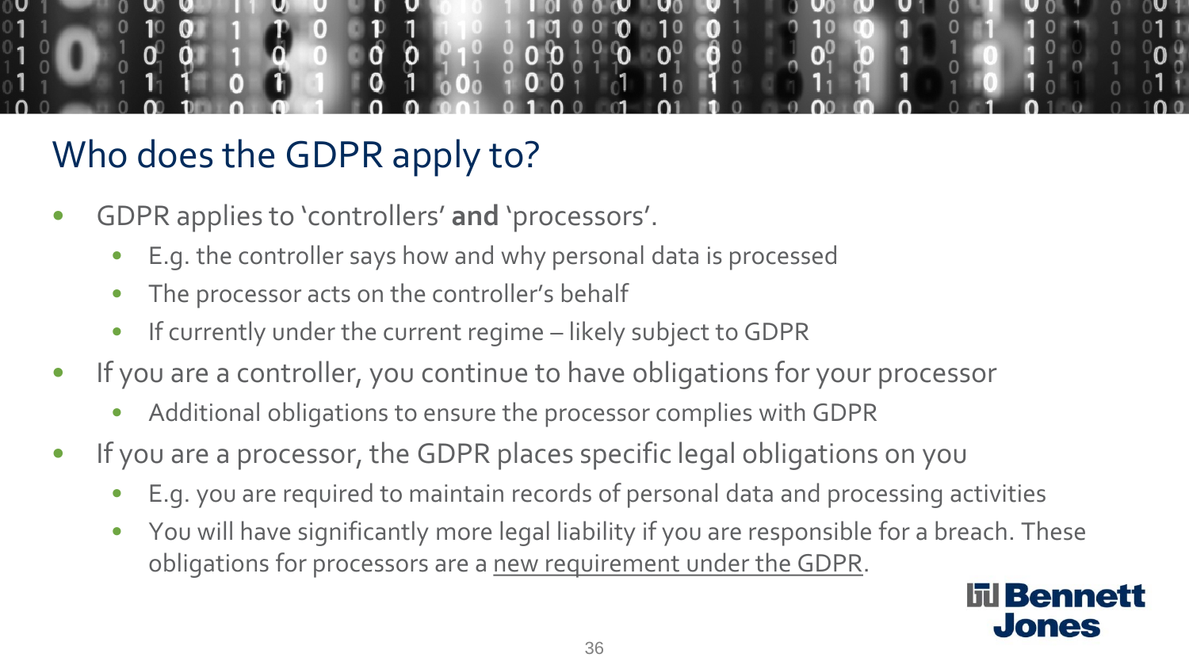# Who does the GDPR apply to?

- GDPR applies to 'controllers' **and** 'processors'.
  - E.g. the controller says how and why personal data is processed
  - The processor acts on the controller's behalf
  - If currently under the current regime – likely subject to GDPR
- If you are a controller, you continue to have obligations for your processor
  - Additional obligations to ensure the processor complies with GDPR
- If you are a processor, the GDPR places specific legal obligations on you
  - E.g. you are required to maintain records of personal data and processing activities
  - You will have significantly more legal liability if you are responsible for a breach. These obligations for processors are a <u>new requirement under the GDPR</u>.

Bennett Jones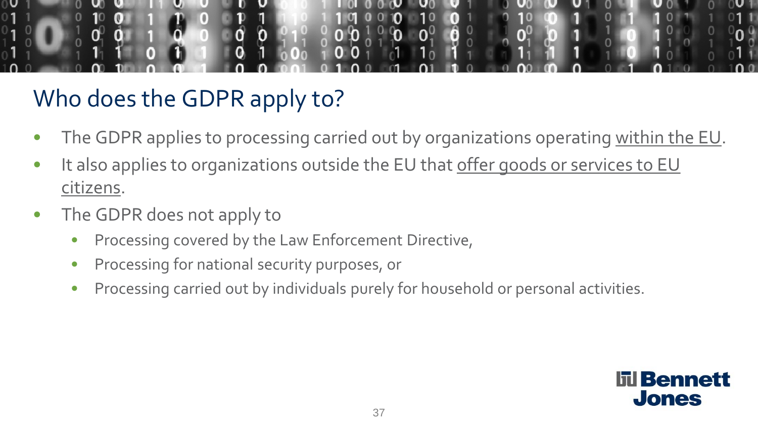# Who does the GDPR apply to?

- The GDPR applies to processing carried out by organizations operating within the EU.
- It also applies to organizations outside the EU that offer goods or services to EU citizens.
- The GDPR does not apply to
  - Processing covered by the Law Enforcement Directive,
  - Processing for national security purposes, or
  - Processing carried out by individuals purely for household or personal activities.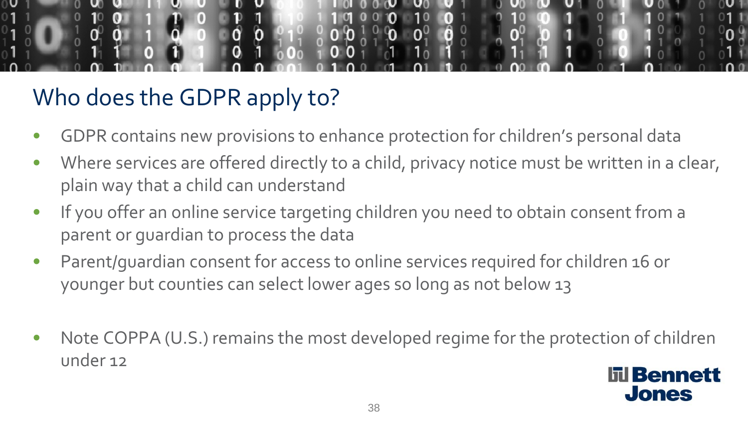# Who does the GDPR apply to?

- GDPR contains new provisions to enhance protection for children's personal data
- Where services are offered directly to a child, privacy notice must be written in a clear, plain way that a child can understand
- If you offer an online service targeting children you need to obtain consent from a parent or guardian to process the data
- Parent/guardian consent for access to online services required for children 16 or younger but counties can select lower ages so long as not below 13

- Note COPPA (U.S.) remains the most developed regime for the protection of children under 12

Bennett Jones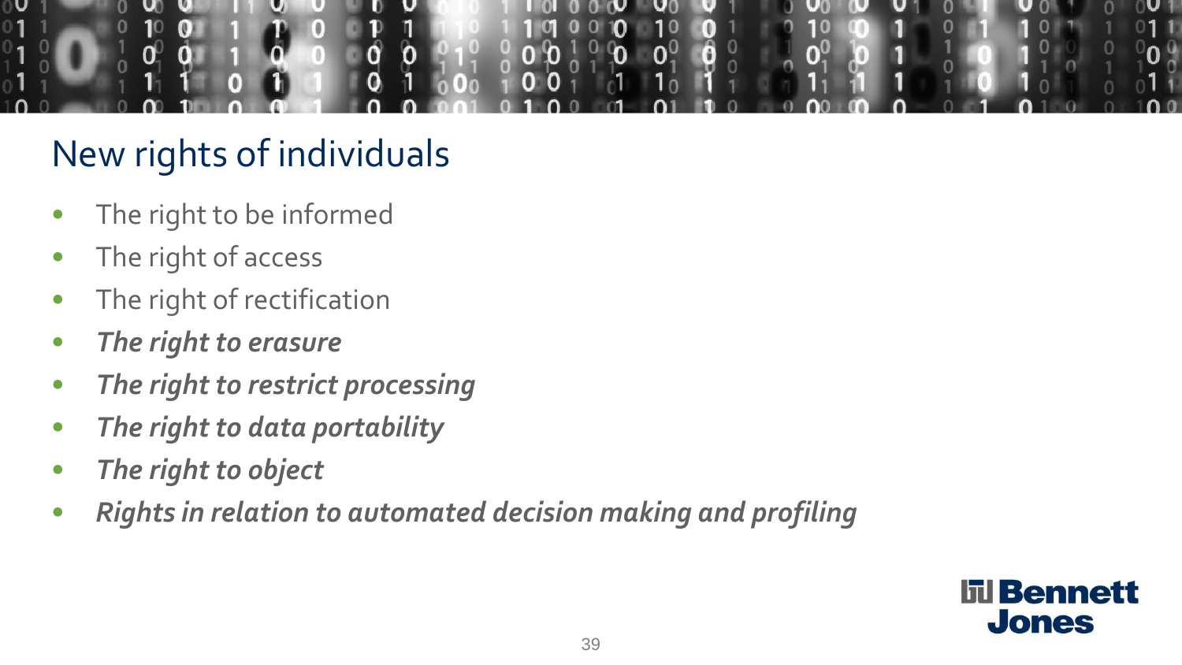# New rights of individuals

- The right to be informed
- The right of access
- The right of rectification
- ***The right to erasure***
- ***The right to restrict processing***
- ***The right to data portability***
- ***The right to object***
- ***Rights in relation to automated decision making and profiling***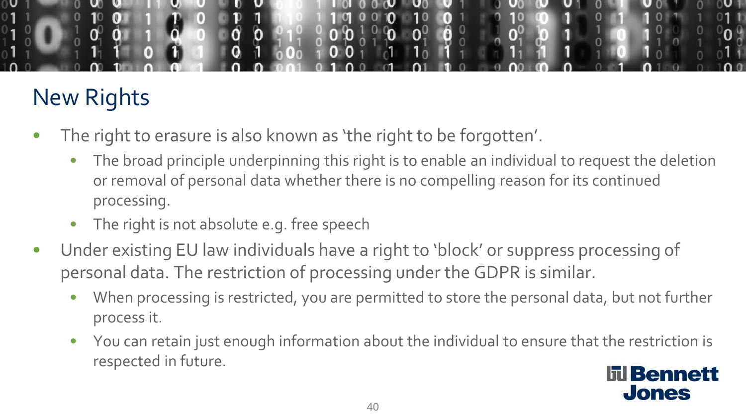## New Rights

- The right to erasure is also known as 'the right to be forgotten'.
  - The broad principle underpinning this right is to enable an individual to request the deletion or removal of personal data whether there is no compelling reason for its continued processing.
  - The right is not absolute e.g. free speech
- Under existing EU law individuals have a right to 'block' or suppress processing of personal data. The restriction of processing under the GDPR is similar.
  - When processing is restricted, you are permitted to store the personal data, but not further process it.
  - You can retain just enough information about the individual to ensure that the restriction is respected in future.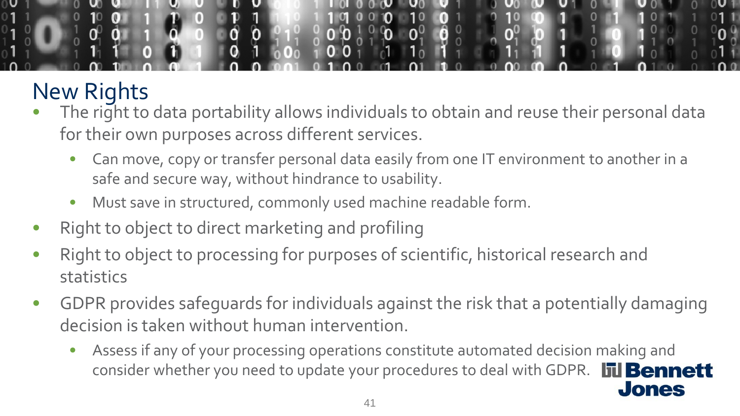# New Rights

- The right to data portability allows individuals to obtain and reuse their personal data for their own purposes across different services.
  - Can move, copy or transfer personal data easily from one IT environment to another in a safe and secure way, without hindrance to usability.
  - Must save in structured, commonly used machine readable form.
- Right to object to direct marketing and profiling
- Right to object to processing for purposes of scientific, historical research and statistics
- GDPR provides safeguards for individuals against the risk that a potentially damaging decision is taken without human intervention.
  - Assess if any of your processing operations constitute automated decision making and consider whether you need to update your procedures to deal with GDPR.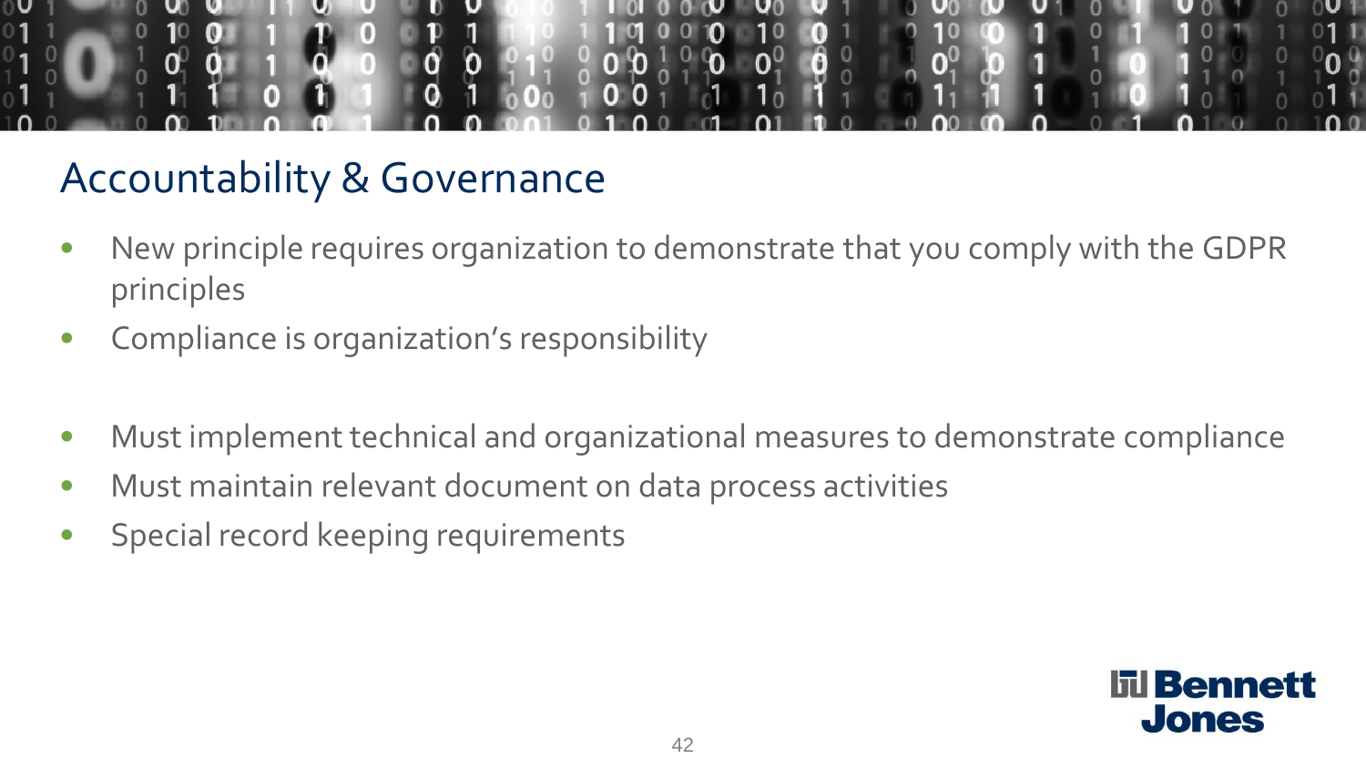# Accountability & Governance

- New principle requires organization to demonstrate that you comply with the GDPR principles
- Compliance is organization's responsibility

- Must implement technical and organizational measures to demonstrate compliance
- Must maintain relevant document on data process activities
- Special record keeping requirements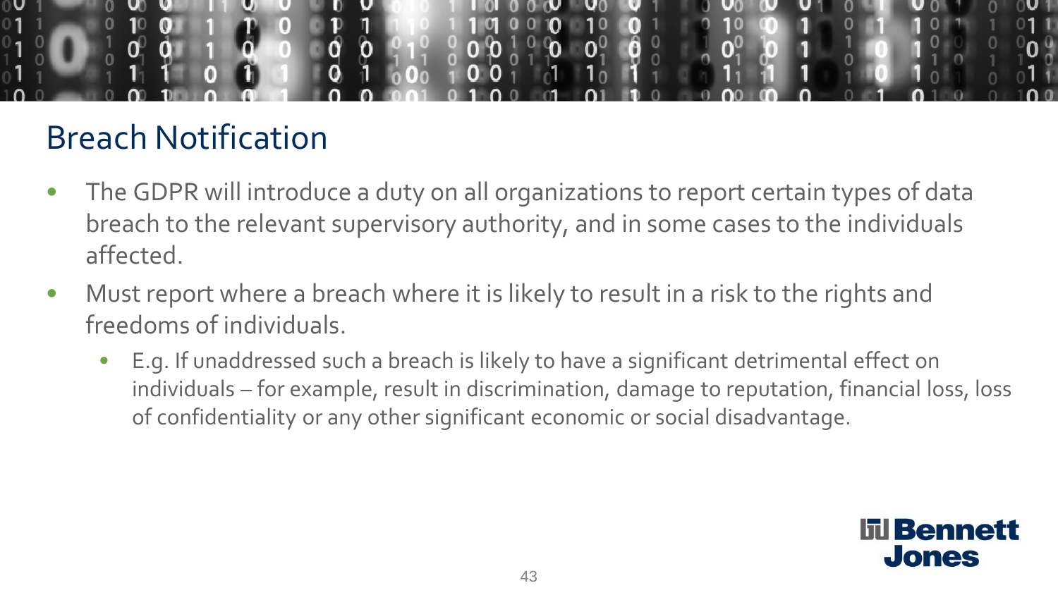## Breach Notification

- The GDPR will introduce a duty on all organizations to report certain types of data breach to the relevant supervisory authority, and in some cases to the individuals affected.
- Must report where a breach where it is likely to result in a risk to the rights and freedoms of individuals.
  - E.g. If unaddressed such a breach is likely to have a significant detrimental effect on individuals – for example, result in discrimination, damage to reputation, financial loss, loss of confidentiality or any other significant economic or social disadvantage.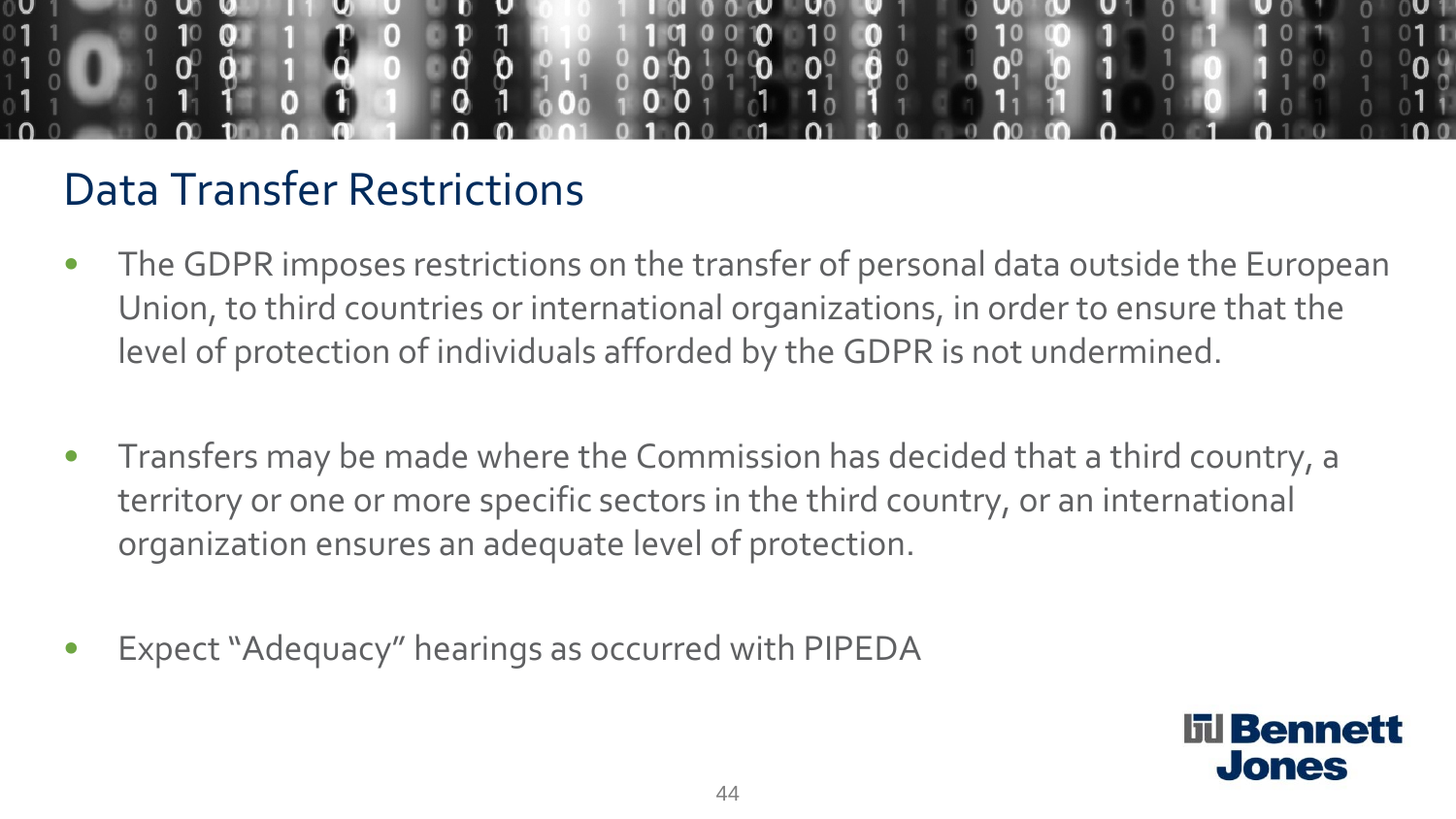# Data Transfer Restrictions

- The GDPR imposes restrictions on the transfer of personal data outside the European Union, to third countries or international organizations, in order to ensure that the level of protection of individuals afforded by the GDPR is not undermined.
- Transfers may be made where the Commission has decided that a third country, a territory or one or more specific sectors in the third country, or an international organization ensures an adequate level of protection.
- Expect "Adequacy" hearings as occurred with PIPEDA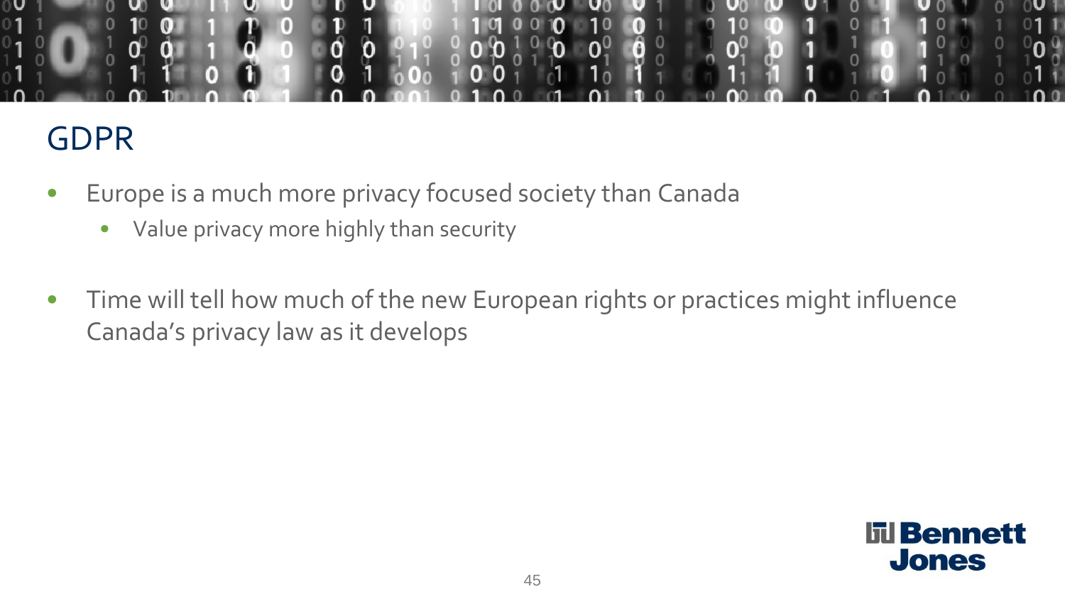# GDPR

- Europe is a much more privacy focused society than Canada
  - Value privacy more highly than security

- Time will tell how much of the new European rights or practices might influence Canada's privacy law as it develops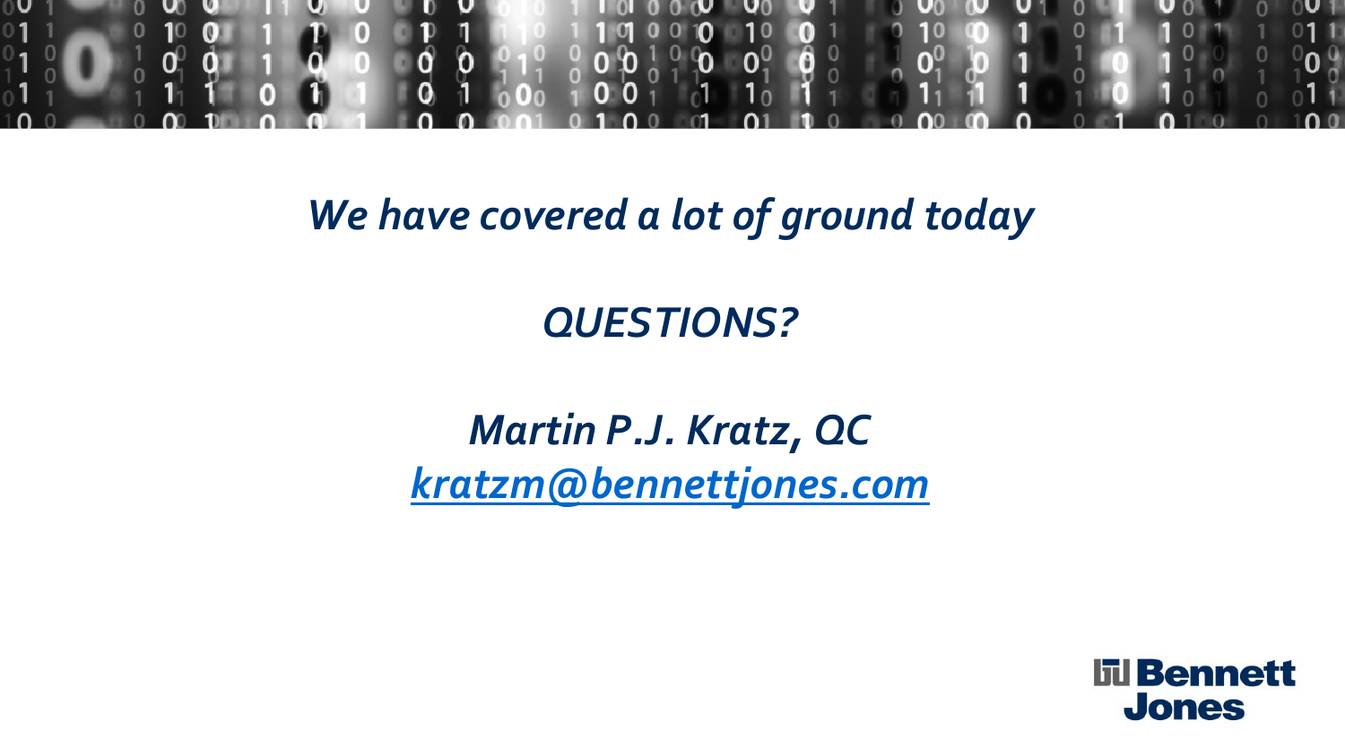*We have covered a lot of ground today*

*QUESTIONS?*

*Martin P.J. Kratz, QC*
*kratzm@bennettjones.com*

Bennett Jones